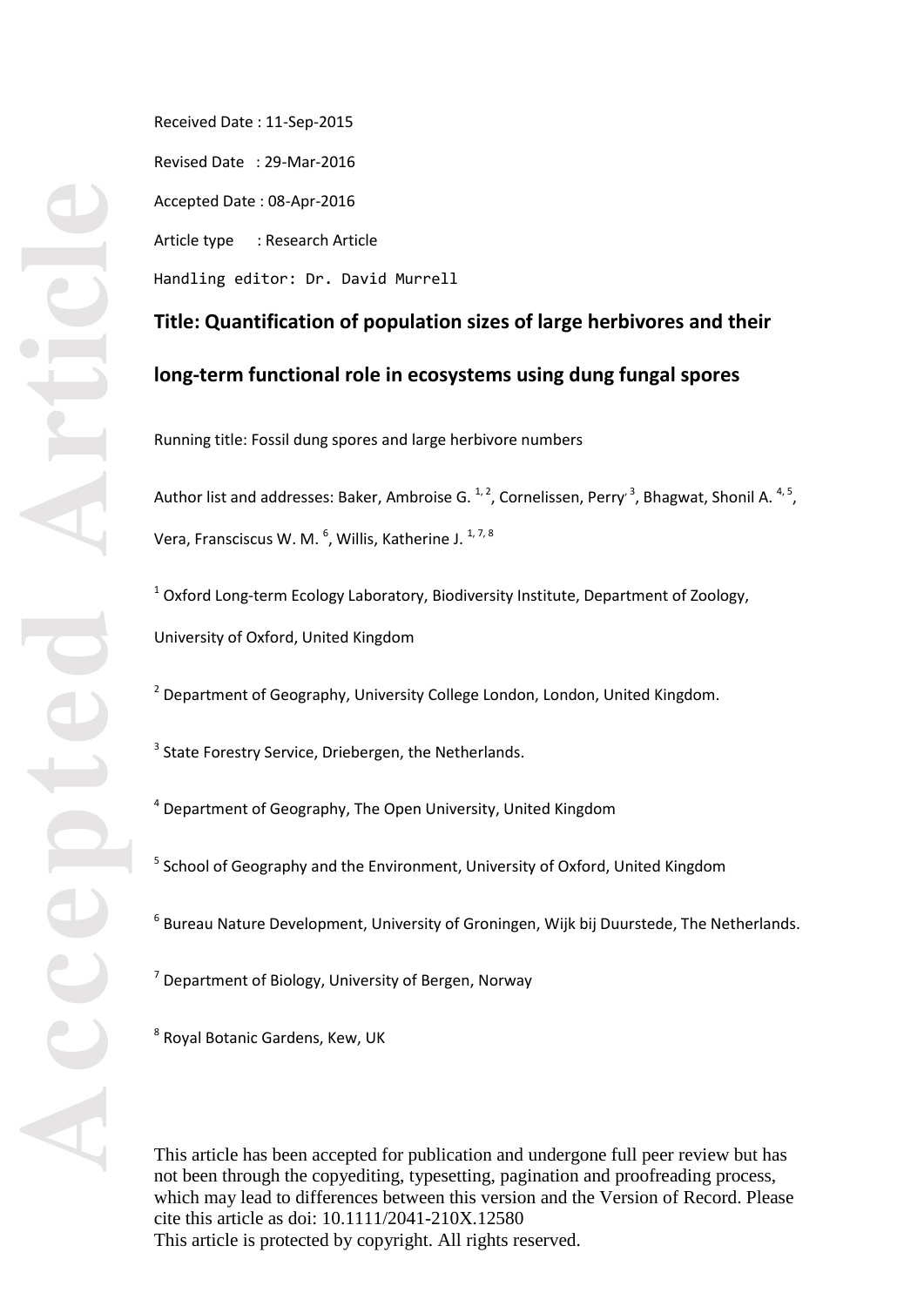Received Date : 11-Sep-2015

Revised Date : 29-Mar-2016

Accepted Date : 08-Apr-2016

Article type : Research Article

Handling editor: Dr. David Murrell

# Title: Quantification of population sizes of large herbivores and their long-term functional role in ecosystems using dung fungal spores

Running title: Fossil dung spores and large herbivore numbers

Author list and addresses: Baker, Ambroise G. [1, 2], Cornelissen, Perry [3], Bhagwat, Shonil A. [4, 5], Vera, Fransciscus W. M. [6], Willis, Katherine J. [1, 7, 8]

[1] Oxford Long-term Ecology Laboratory, Biodiversity Institute, Department of Zoology, University of Oxford, United Kingdom

[2] Department of Geography, University College London, London, United Kingdom.

[3] State Forestry Service, Driebergen, the Netherlands.

[4] Department of Geography, The Open University, United Kingdom

[5] School of Geography and the Environment, University of Oxford, United Kingdom

[6] Bureau Nature Development, University of Groningen, Wijk bij Duurstede, The Netherlands.

[7] Department of Biology, University of Bergen, Norway

[8] Royal Botanic Gardens, Kew, UK

This article has been accepted for publication and undergone full peer review but has not been through the copyediting, typesetting, pagination and proofreading process, which may lead to differences between this version and the Version of Record. Please cite this article as doi: 10.1111/2041-210X.12580

This article is protected by copyright. All rights reserved.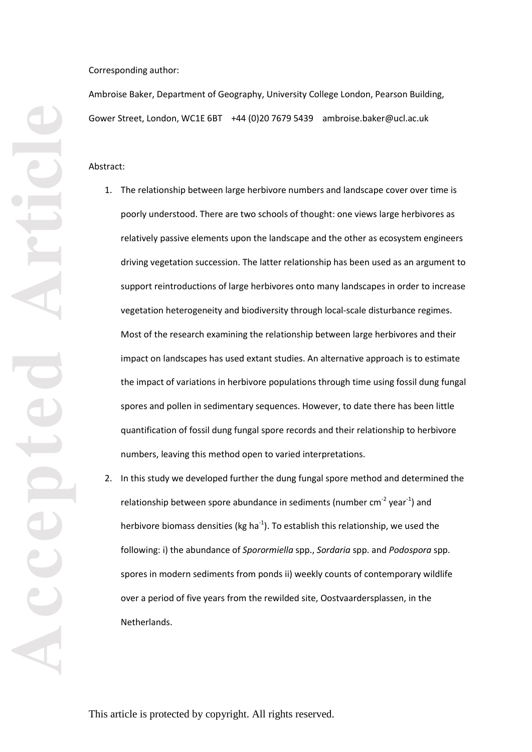Corresponding author:

Ambroise Baker, Department of Geography, University College London, Pearson Building, Gower Street, London, WC1E 6BT +44 (0)20 7679 5439 ambroise.baker@ucl.ac.uk

Abstract:

1. The relationship between large herbivore numbers and landscape cover over time is poorly understood. There are two schools of thought: one views large herbivores as relatively passive elements upon the landscape and the other as ecosystem engineers driving vegetation succession. The latter relationship has been used as an argument to support reintroductions of large herbivores onto many landscapes in order to increase vegetation heterogeneity and biodiversity through local-scale disturbance regimes. Most of the research examining the relationship between large herbivores and their impact on landscapes has used extant studies. An alternative approach is to estimate the impact of variations in herbivore populations through time using fossil dung fungal spores and pollen in sedimentary sequences. However, to date there has been little quantification of fossil dung fungal spore records and their relationship to herbivore numbers, leaving this method open to varied interpretations.
2. In this study we developed further the dung fungal spore method and determined the relationship between spore abundance in sediments (number $cm^{-2}$ $year^{-1}$) and herbivore biomass densities (kg $ha^{-1}$). To establish this relationship, we used the following: i) the abundance of *Sporormiella* spp., *Sordaria* spp. and *Podospora* spp. spores in modern sediments from ponds ii) weekly counts of contemporary wildlife over a period of five years from the rewilded site, Oostvaardersplassen, in the Netherlands.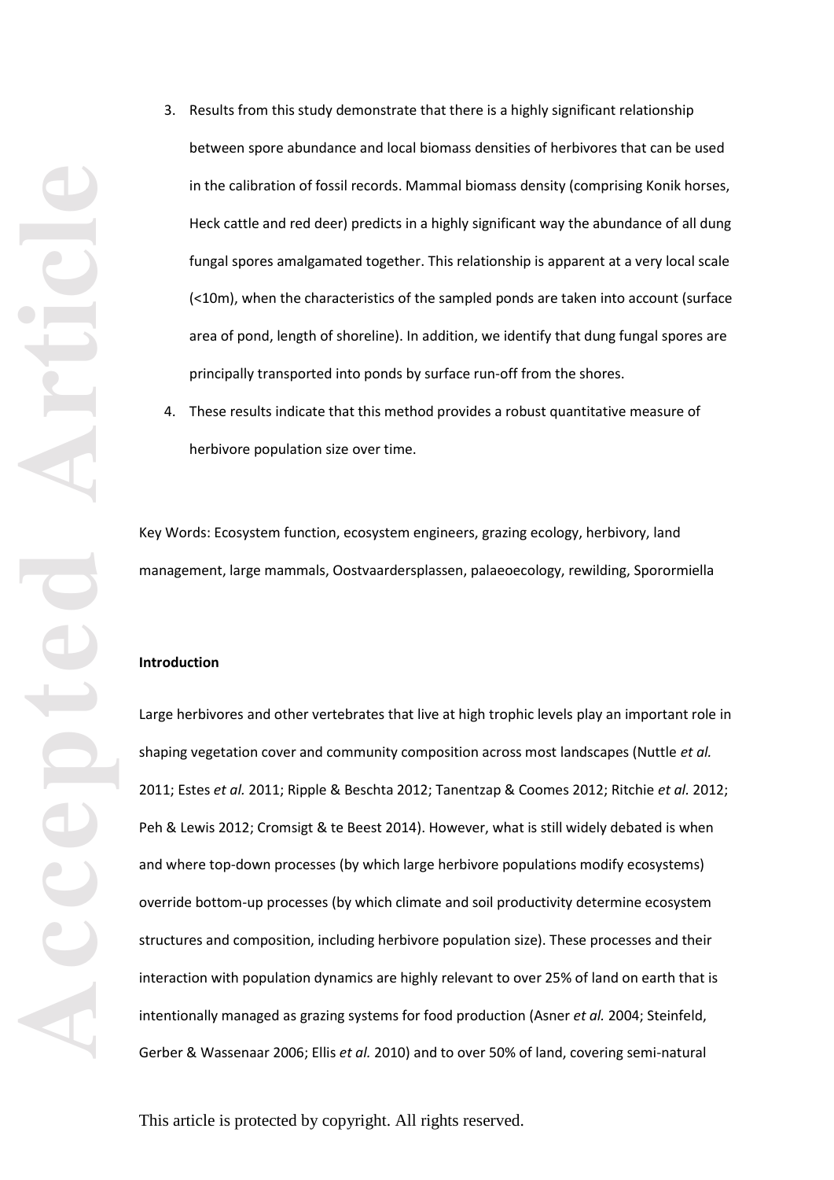3. Results from this study demonstrate that there is a highly significant relationship between spore abundance and local biomass densities of herbivores that can be used in the calibration of fossil records. Mammal biomass density (comprising Konik horses, Heck cattle and red deer) predicts in a highly significant way the abundance of all dung fungal spores amalgamated together. This relationship is apparent at a very local scale (<10m), when the characteristics of the sampled ponds are taken into account (surface area of pond, length of shoreline). In addition, we identify that dung fungal spores are principally transported into ponds by surface run-off from the shores.
4. These results indicate that this method provides a robust quantitative measure of herbivore population size over time.

Key Words: Ecosystem function, ecosystem engineers, grazing ecology, herbivory, land management, large mammals, Oostvaardersplassen, palaeoecology, rewilding, Sporormiella

**Introduction**

Large herbivores and other vertebrates that live at high trophic levels play an important role in shaping vegetation cover and community composition across most landscapes (Nuttle *et al.* 2011; Estes *et al.* 2011; Ripple & Beschta 2012; Tanentzap & Coomes 2012; Ritchie *et al.* 2012; Peh & Lewis 2012; Cromsigt & te Beest 2014). However, what is still widely debated is when and where top-down processes (by which large herbivore populations modify ecosystems) override bottom-up processes (by which climate and soil productivity determine ecosystem structures and composition, including herbivore population size). These processes and their interaction with population dynamics are highly relevant to over 25% of land on earth that is intentionally managed as grazing systems for food production (Asner *et al.* 2004; Steinfeld, Gerber & Wassenaar 2006; Ellis *et al.* 2010) and to over 50% of land, covering semi-natural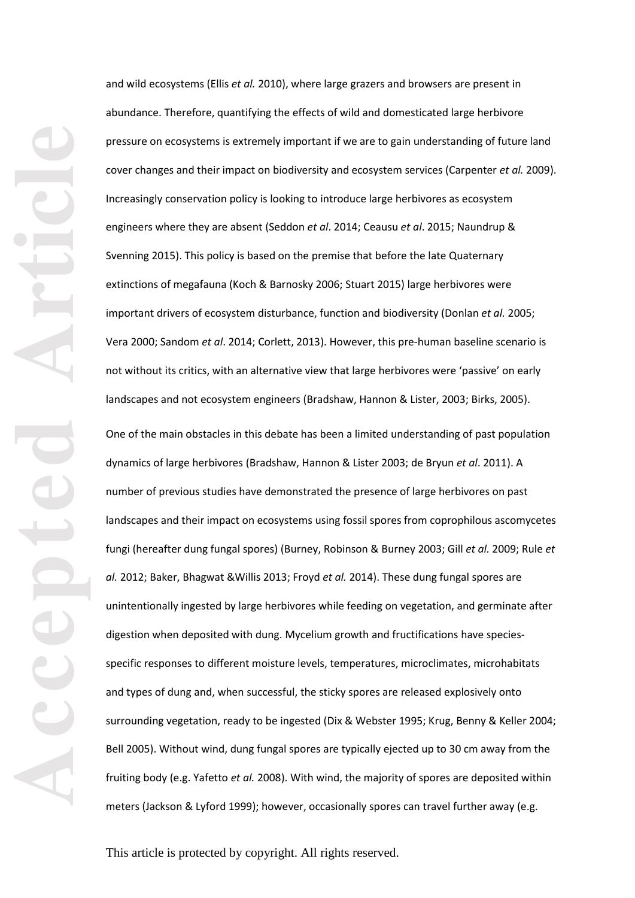and wild ecosystems (Ellis *et al.* 2010), where large grazers and browsers are present in abundance. Therefore, quantifying the effects of wild and domesticated large herbivore pressure on ecosystems is extremely important if we are to gain understanding of future land cover changes and their impact on biodiversity and ecosystem services (Carpenter *et al.* 2009). Increasingly conservation policy is looking to introduce large herbivores as ecosystem engineers where they are absent (Seddon *et al*. 2014; Ceausu *et al*. 2015; Naundrup & Svenning 2015). This policy is based on the premise that before the late Quaternary extinctions of megafauna (Koch & Barnosky 2006; Stuart 2015) large herbivores were important drivers of ecosystem disturbance, function and biodiversity (Donlan *et al.* 2005; Vera 2000; Sandom *et al*. 2014; Corlett, 2013). However, this pre-human baseline scenario is not without its critics, with an alternative view that large herbivores were 'passive' on early landscapes and not ecosystem engineers (Bradshaw, Hannon & Lister, 2003; Birks, 2005).

One of the main obstacles in this debate has been a limited understanding of past population dynamics of large herbivores (Bradshaw, Hannon & Lister 2003; de Bryun *et al*. 2011). A number of previous studies have demonstrated the presence of large herbivores on past landscapes and their impact on ecosystems using fossil spores from coprophilous ascomycetes fungi (hereafter dung fungal spores) (Burney, Robinson & Burney 2003; Gill *et al.* 2009; Rule *et al.* 2012; Baker, Bhagwat &Willis 2013; Froyd *et al.* 2014). These dung fungal spores are unintentionally ingested by large herbivores while feeding on vegetation, and germinate after digestion when deposited with dung. Mycelium growth and fructifications have species-specific responses to different moisture levels, temperatures, microclimates, microhabitats and types of dung and, when successful, the sticky spores are released explosively onto surrounding vegetation, ready to be ingested (Dix & Webster 1995; Krug, Benny & Keller 2004; Bell 2005). Without wind, dung fungal spores are typically ejected up to 30 cm away from the fruiting body (e.g. Yafetto *et al.* 2008). With wind, the majority of spores are deposited within meters (Jackson & Lyford 1999); however, occasionally spores can travel further away (e.g.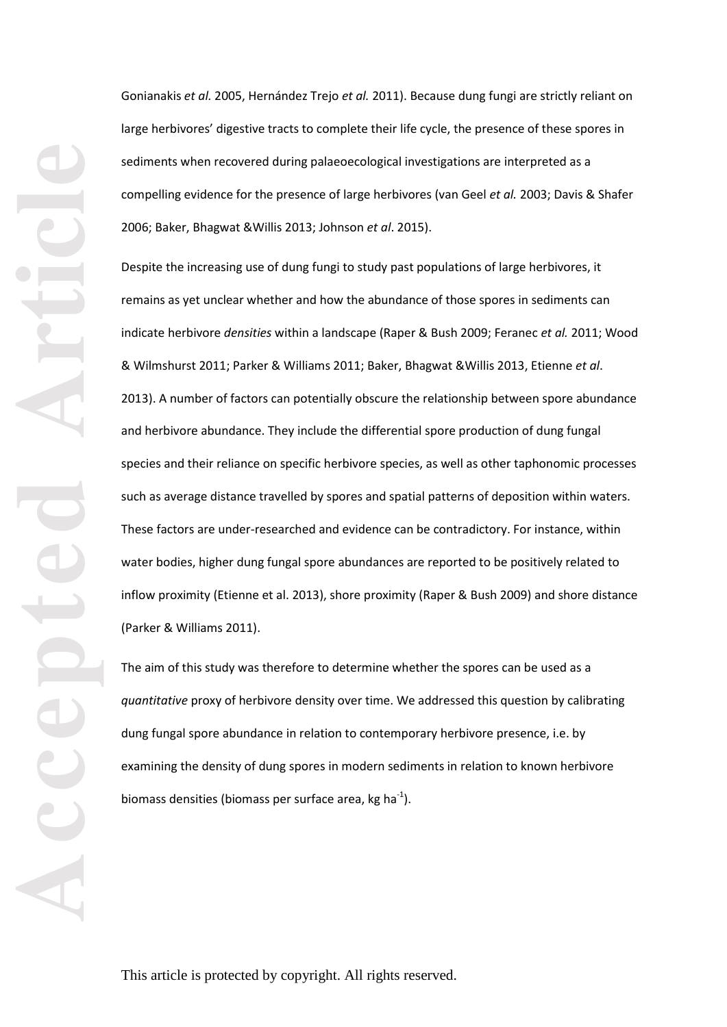Gonianakis *et al.* 2005, Hernández Trejo *et al.* 2011). Because dung fungi are strictly reliant on large herbivores' digestive tracts to complete their life cycle, the presence of these spores in sediments when recovered during palaeoecological investigations are interpreted as a compelling evidence for the presence of large herbivores (van Geel *et al.* 2003; Davis & Shafer 2006; Baker, Bhagwat &Willis 2013; Johnson *et al*. 2015).

Despite the increasing use of dung fungi to study past populations of large herbivores, it remains as yet unclear whether and how the abundance of those spores in sediments can indicate herbivore *densities* within a landscape (Raper & Bush 2009; Feranec *et al.* 2011; Wood & Wilmshurst 2011; Parker & Williams 2011; Baker, Bhagwat &Willis 2013, Etienne *et al*. 2013). A number of factors can potentially obscure the relationship between spore abundance and herbivore abundance. They include the differential spore production of dung fungal species and their reliance on specific herbivore species, as well as other taphonomic processes such as average distance travelled by spores and spatial patterns of deposition within waters. These factors are under-researched and evidence can be contradictory. For instance, within water bodies, higher dung fungal spore abundances are reported to be positively related to inflow proximity (Etienne et al. 2013), shore proximity (Raper & Bush 2009) and shore distance (Parker & Williams 2011).

The aim of this study was therefore to determine whether the spores can be used as a *quantitative* proxy of herbivore density over time. We addressed this question by calibrating dung fungal spore abundance in relation to contemporary herbivore presence, i.e. by examining the density of dung spores in modern sediments in relation to known herbivore biomass densities (biomass per surface area, kg $ha^{-1}$).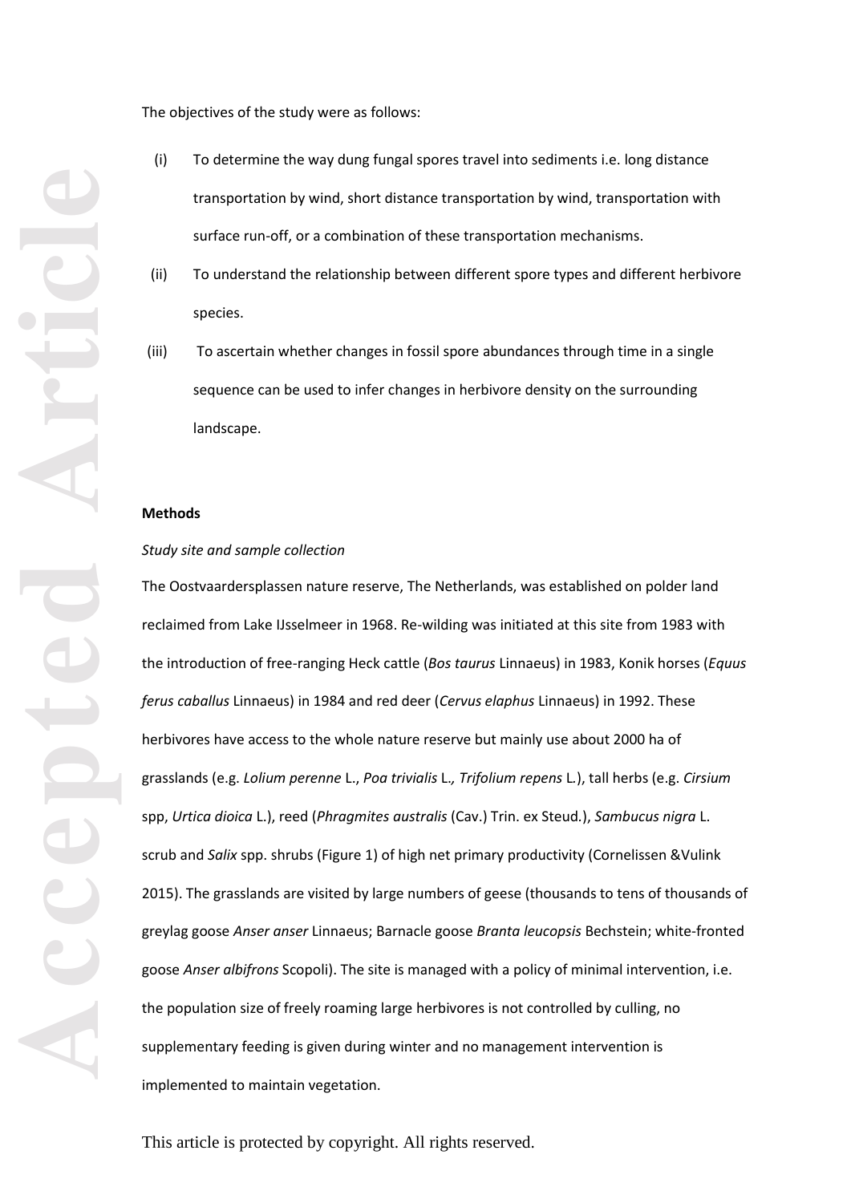The objectives of the study were as follows:

(i) To determine the way dung fungal spores travel into sediments i.e. long distance transportation by wind, short distance transportation by wind, transportation with surface run-off, or a combination of these transportation mechanisms.

(ii) To understand the relationship between different spore types and different herbivore species.

(iii) To ascertain whether changes in fossil spore abundances through time in a single sequence can be used to infer changes in herbivore density on the surrounding landscape.

## Methods

### *Study site and sample collection*

The Oostvaardersplassen nature reserve, The Netherlands, was established on polder land reclaimed from Lake IJsselmeer in 1968. Re-wilding was initiated at this site from 1983 with the introduction of free-ranging Heck cattle (*Bos taurus* Linnaeus) in 1983, Konik horses (*Equus ferus caballus* Linnaeus) in 1984 and red deer (*Cervus elaphus* Linnaeus) in 1992. These herbivores have access to the whole nature reserve but mainly use about 2000 ha of grasslands (e.g. *Lolium perenne* L., *Poa trivialis* L*., Trifolium repens* L.), tall herbs (e.g. *Cirsium* spp, *Urtica dioica* L.), reed (*Phragmites australis* (Cav.) Trin. ex Steud.), *Sambucus nigra* L. scrub and *Salix* spp. shrubs (Figure 1) of high net primary productivity (Cornelissen &Vulink 2015). The grasslands are visited by large numbers of geese (thousands to tens of thousands of greylag goose *Anser anser* Linnaeus; Barnacle goose *Branta leucopsis* Bechstein; white-fronted goose *Anser albifrons* Scopoli). The site is managed with a policy of minimal intervention, i.e. the population size of freely roaming large herbivores is not controlled by culling, no supplementary feeding is given during winter and no management intervention is implemented to maintain vegetation.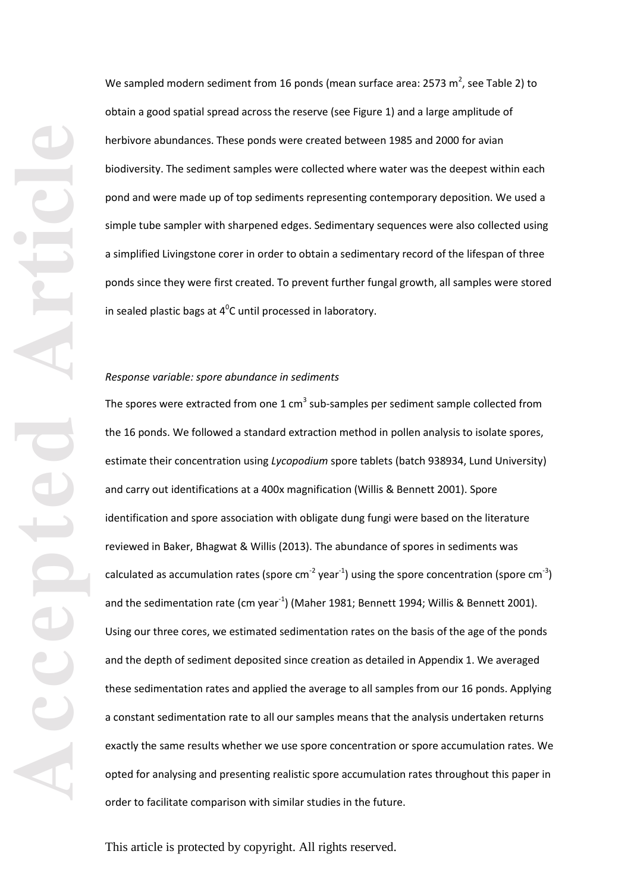We sampled modern sediment from 16 ponds (mean surface area: 2573 $m^2$, see Table 2) to obtain a good spatial spread across the reserve (see Figure 1) and a large amplitude of herbivore abundances. These ponds were created between 1985 and 2000 for avian biodiversity. The sediment samples were collected where water was the deepest within each pond and were made up of top sediments representing contemporary deposition. We used a simple tube sampler with sharpened edges. Sedimentary sequences were also collected using a simplified Livingstone corer in order to obtain a sedimentary record of the lifespan of three ponds since they were first created. To prevent further fungal growth, all samples were stored in sealed plastic bags at $4^0$C until processed in laboratory.

*Response variable: spore abundance in sediments*

The spores were extracted from one 1 $cm^3$ sub-samples per sediment sample collected from the 16 ponds. We followed a standard extraction method in pollen analysis to isolate spores, estimate their concentration using *Lycopodium* spore tablets (batch 938934, Lund University) and carry out identifications at a 400x magnification (Willis & Bennett 2001). Spore identification and spore association with obligate dung fungi were based on the literature reviewed in Baker, Bhagwat & Willis (2013). The abundance of spores in sediments was calculated as accumulation rates (spore $cm^{-2}$ $year^{-1}$) using the spore concentration (spore $cm^{-3}$) and the sedimentation rate (cm $year^{-1}$) (Maher 1981; Bennett 1994; Willis & Bennett 2001). Using our three cores, we estimated sedimentation rates on the basis of the age of the ponds and the depth of sediment deposited since creation as detailed in Appendix 1. We averaged these sedimentation rates and applied the average to all samples from our 16 ponds. Applying a constant sedimentation rate to all our samples means that the analysis undertaken returns exactly the same results whether we use spore concentration or spore accumulation rates. We opted for analysing and presenting realistic spore accumulation rates throughout this paper in order to facilitate comparison with similar studies in the future.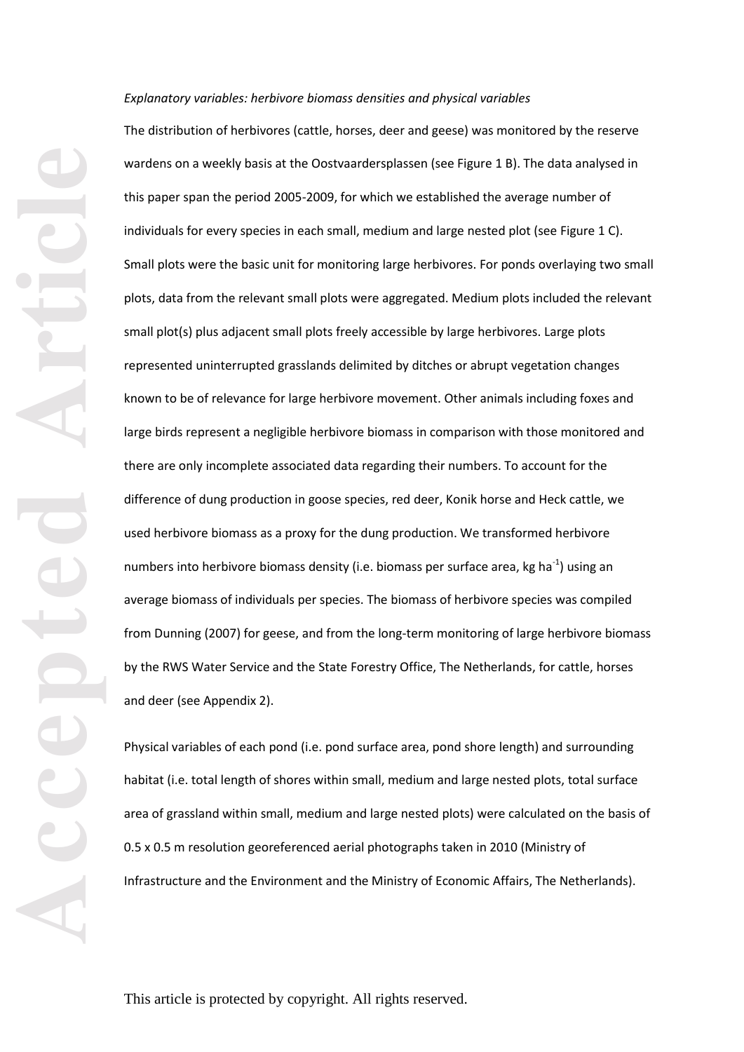*Explanatory variables: herbivore biomass densities and physical variables*

The distribution of herbivores (cattle, horses, deer and geese) was monitored by the reserve wardens on a weekly basis at the Oostvaardersplassen (see Figure 1 B). The data analysed in this paper span the period 2005-2009, for which we established the average number of individuals for every species in each small, medium and large nested plot (see Figure 1 C). Small plots were the basic unit for monitoring large herbivores. For ponds overlaying two small plots, data from the relevant small plots were aggregated. Medium plots included the relevant small plot(s) plus adjacent small plots freely accessible by large herbivores. Large plots represented uninterrupted grasslands delimited by ditches or abrupt vegetation changes known to be of relevance for large herbivore movement. Other animals including foxes and large birds represent a negligible herbivore biomass in comparison with those monitored and there are only incomplete associated data regarding their numbers. To account for the difference of dung production in goose species, red deer, Konik horse and Heck cattle, we used herbivore biomass as a proxy for the dung production. We transformed herbivore numbers into herbivore biomass density (i.e. biomass per surface area, kg $ha^{-1}$) using an average biomass of individuals per species. The biomass of herbivore species was compiled from Dunning (2007) for geese, and from the long-term monitoring of large herbivore biomass by the RWS Water Service and the State Forestry Office, The Netherlands, for cattle, horses and deer (see Appendix 2).

Physical variables of each pond (i.e. pond surface area, pond shore length) and surrounding habitat (i.e. total length of shores within small, medium and large nested plots, total surface area of grassland within small, medium and large nested plots) were calculated on the basis of 0.5 x 0.5 m resolution georeferenced aerial photographs taken in 2010 (Ministry of Infrastructure and the Environment and the Ministry of Economic Affairs, The Netherlands).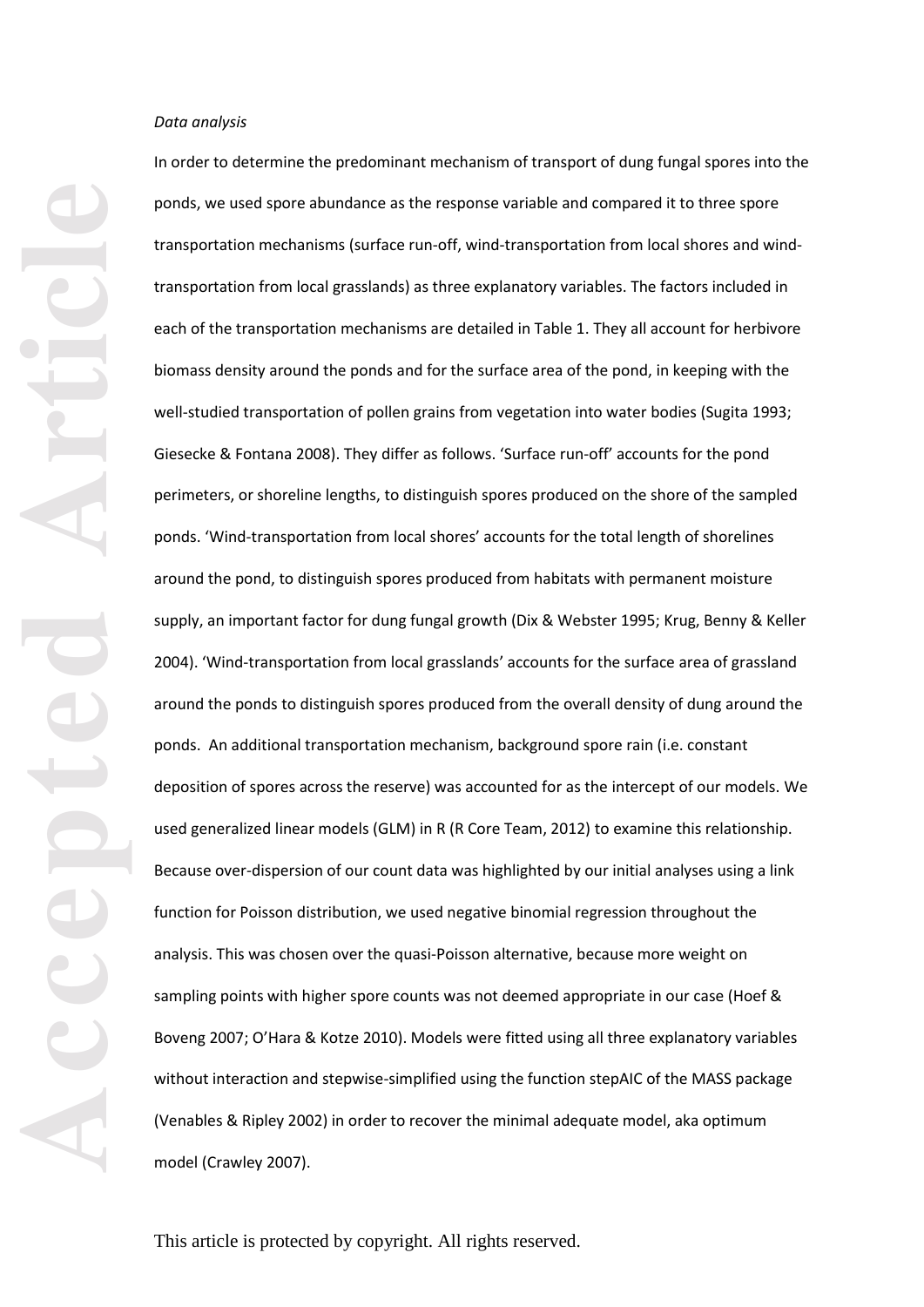*Data analysis*

In order to determine the predominant mechanism of transport of dung fungal spores into the ponds, we used spore abundance as the response variable and compared it to three spore transportation mechanisms (surface run-off, wind-transportation from local shores and wind-transportation from local grasslands) as three explanatory variables. The factors included in each of the transportation mechanisms are detailed in Table 1. They all account for herbivore biomass density around the ponds and for the surface area of the pond, in keeping with the well-studied transportation of pollen grains from vegetation into water bodies (Sugita 1993; Giesecke & Fontana 2008). They differ as follows. 'Surface run-off' accounts for the pond perimeters, or shoreline lengths, to distinguish spores produced on the shore of the sampled ponds. 'Wind-transportation from local shores' accounts for the total length of shorelines around the pond, to distinguish spores produced from habitats with permanent moisture supply, an important factor for dung fungal growth (Dix & Webster 1995; Krug, Benny & Keller 2004). 'Wind-transportation from local grasslands' accounts for the surface area of grassland around the ponds to distinguish spores produced from the overall density of dung around the ponds. An additional transportation mechanism, background spore rain (i.e. constant deposition of spores across the reserve) was accounted for as the intercept of our models. We used generalized linear models (GLM) in R (R Core Team, 2012) to examine this relationship. Because over-dispersion of our count data was highlighted by our initial analyses using a link function for Poisson distribution, we used negative binomial regression throughout the analysis. This was chosen over the quasi-Poisson alternative, because more weight on sampling points with higher spore counts was not deemed appropriate in our case (Hoef & Boveng 2007; O'Hara & Kotze 2010). Models were fitted using all three explanatory variables without interaction and stepwise-simplified using the function stepAIC of the MASS package (Venables & Ripley 2002) in order to recover the minimal adequate model, aka optimum model (Crawley 2007).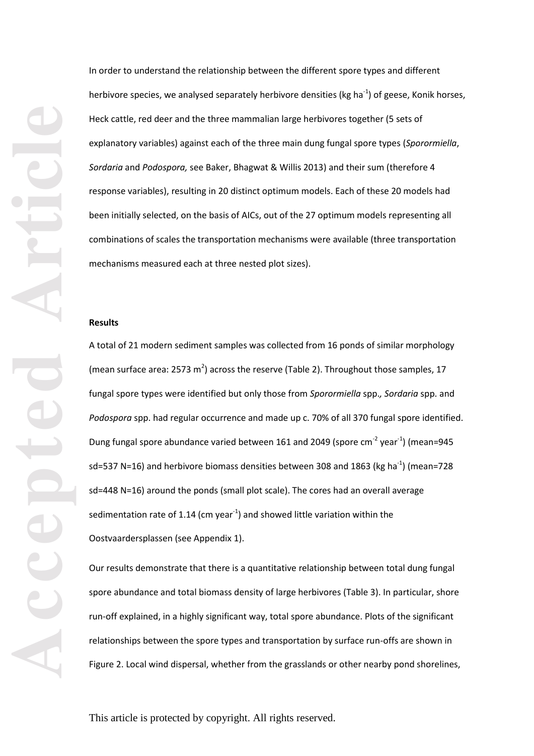In order to understand the relationship between the different spore types and different herbivore species, we analysed separately herbivore densities (kg ha$^{-1}$) of geese, Konik horses, Heck cattle, red deer and the three mammalian large herbivores together (5 sets of explanatory variables) against each of the three main dung fungal spore types (*Sporormiella*, *Sordaria* and *Podospora,* see Baker, Bhagwat & Willis 2013) and their sum (therefore 4 response variables), resulting in 20 distinct optimum models. Each of these 20 models had been initially selected, on the basis of AICs, out of the 27 optimum models representing all combinations of scales the transportation mechanisms were available (three transportation mechanisms measured each at three nested plot sizes).

**Results**

A total of 21 modern sediment samples was collected from 16 ponds of similar morphology (mean surface area: 2573 m$^2$) across the reserve (Table 2). Throughout those samples, 17 fungal spore types were identified but only those from *Sporormiella* spp., *Sordaria* spp. and *Podospora* spp. had regular occurrence and made up c. 70% of all 370 fungal spore identified. Dung fungal spore abundance varied between 161 and 2049 (spore cm$^{-2}$ year$^{-1}$) (mean=945 sd=537 N=16) and herbivore biomass densities between 308 and 1863 (kg ha$^{-1}$) (mean=728 sd=448 N=16) around the ponds (small plot scale). The cores had an overall average sedimentation rate of 1.14 (cm year$^{-1}$) and showed little variation within the Oostvaardersplassen (see Appendix 1).

Our results demonstrate that there is a quantitative relationship between total dung fungal spore abundance and total biomass density of large herbivores (Table 3). In particular, shore run-off explained, in a highly significant way, total spore abundance. Plots of the significant relationships between the spore types and transportation by surface run-offs are shown in Figure 2. Local wind dispersal, whether from the grasslands or other nearby pond shorelines,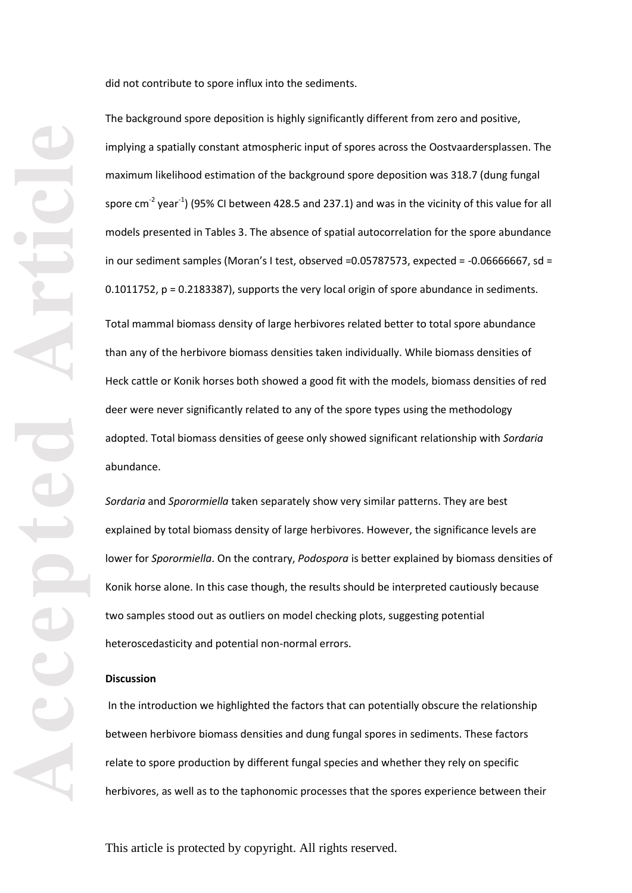did not contribute to spore influx into the sediments.

The background spore deposition is highly significantly different from zero and positive, implying a spatially constant atmospheric input of spores across the Oostvaardersplassen. The maximum likelihood estimation of the background spore deposition was 318.7 (dung fungal spore $cm^{-2}$ $year^{-1}$) (95% CI between 428.5 and 237.1) and was in the vicinity of this value for all models presented in Tables 3. The absence of spatial autocorrelation for the spore abundance in our sediment samples (Moran's I test, observed =0.05787573, expected = -0.06666667, sd = 0.1011752, p = 0.2183387), supports the very local origin of spore abundance in sediments.

Total mammal biomass density of large herbivores related better to total spore abundance than any of the herbivore biomass densities taken individually. While biomass densities of Heck cattle or Konik horses both showed a good fit with the models, biomass densities of red deer were never significantly related to any of the spore types using the methodology adopted. Total biomass densities of geese only showed significant relationship with *Sordaria* abundance.

*Sordaria* and *Sporormiella* taken separately show very similar patterns. They are best explained by total biomass density of large herbivores. However, the significance levels are lower for *Sporormiella*. On the contrary, *Podospora* is better explained by biomass densities of Konik horse alone. In this case though, the results should be interpreted cautiously because two samples stood out as outliers on model checking plots, suggesting potential heteroscedasticity and potential non-normal errors.

**Discussion**

In the introduction we highlighted the factors that can potentially obscure the relationship between herbivore biomass densities and dung fungal spores in sediments. These factors relate to spore production by different fungal species and whether they rely on specific herbivores, as well as to the taphonomic processes that the spores experience between their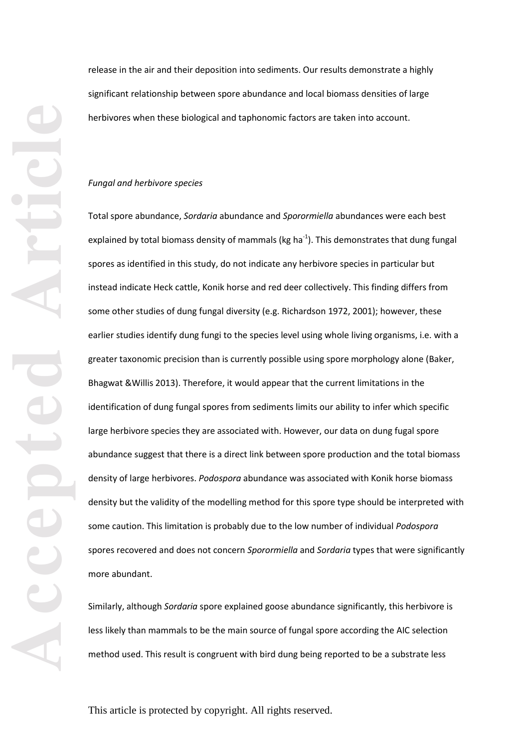release in the air and their deposition into sediments. Our results demonstrate a highly significant relationship between spore abundance and local biomass densities of large herbivores when these biological and taphonomic factors are taken into account.

*Fungal and herbivore species*

Total spore abundance, *Sordaria* abundance and *Sporormiella* abundances were each best explained by total biomass density of mammals (kg $ha^{-1}$). This demonstrates that dung fungal spores as identified in this study, do not indicate any herbivore species in particular but instead indicate Heck cattle, Konik horse and red deer collectively. This finding differs from some other studies of dung fungal diversity (e.g. Richardson 1972, 2001); however, these earlier studies identify dung fungi to the species level using whole living organisms, i.e. with a greater taxonomic precision than is currently possible using spore morphology alone (Baker, Bhagwat &Willis 2013). Therefore, it would appear that the current limitations in the identification of dung fungal spores from sediments limits our ability to infer which specific large herbivore species they are associated with. However, our data on dung fugal spore abundance suggest that there is a direct link between spore production and the total biomass density of large herbivores. *Podospora* abundance was associated with Konik horse biomass density but the validity of the modelling method for this spore type should be interpreted with some caution. This limitation is probably due to the low number of individual *Podospora* spores recovered and does not concern *Sporormiella* and *Sordaria* types that were significantly more abundant.

Similarly, although *Sordaria* spore explained goose abundance significantly, this herbivore is less likely than mammals to be the main source of fungal spore according the AIC selection method used. This result is congruent with bird dung being reported to be a substrate less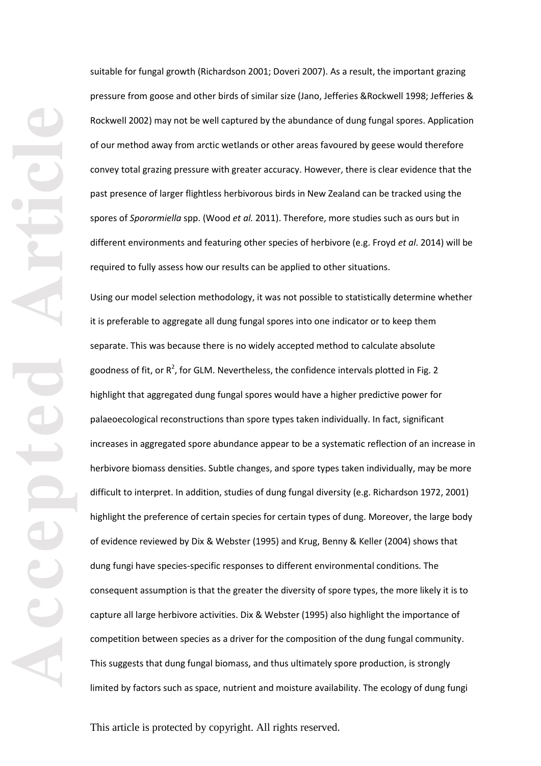suitable for fungal growth (Richardson 2001; Doveri 2007). As a result, the important grazing pressure from goose and other birds of similar size (Jano, Jefferies &Rockwell 1998; Jefferies & Rockwell 2002) may not be well captured by the abundance of dung fungal spores. Application of our method away from arctic wetlands or other areas favoured by geese would therefore convey total grazing pressure with greater accuracy. However, there is clear evidence that the past presence of larger flightless herbivorous birds in New Zealand can be tracked using the spores of *Sporormiella* spp. (Wood *et al.* 2011). Therefore, more studies such as ours but in different environments and featuring other species of herbivore (e.g. Froyd *et al*. 2014) will be required to fully assess how our results can be applied to other situations.

Using our model selection methodology, it was not possible to statistically determine whether it is preferable to aggregate all dung fungal spores into one indicator or to keep them separate. This was because there is no widely accepted method to calculate absolute goodness of fit, or $R^2$, for GLM. Nevertheless, the confidence intervals plotted in Fig. 2 highlight that aggregated dung fungal spores would have a higher predictive power for palaeoecological reconstructions than spore types taken individually. In fact, significant increases in aggregated spore abundance appear to be a systematic reflection of an increase in herbivore biomass densities. Subtle changes, and spore types taken individually, may be more difficult to interpret. In addition, studies of dung fungal diversity (e.g. Richardson 1972, 2001) highlight the preference of certain species for certain types of dung. Moreover, the large body of evidence reviewed by Dix & Webster (1995) and Krug, Benny & Keller (2004) shows that dung fungi have species-specific responses to different environmental conditions. The consequent assumption is that the greater the diversity of spore types, the more likely it is to capture all large herbivore activities. Dix & Webster (1995) also highlight the importance of competition between species as a driver for the composition of the dung fungal community. This suggests that dung fungal biomass, and thus ultimately spore production, is strongly limited by factors such as space, nutrient and moisture availability. The ecology of dung fungi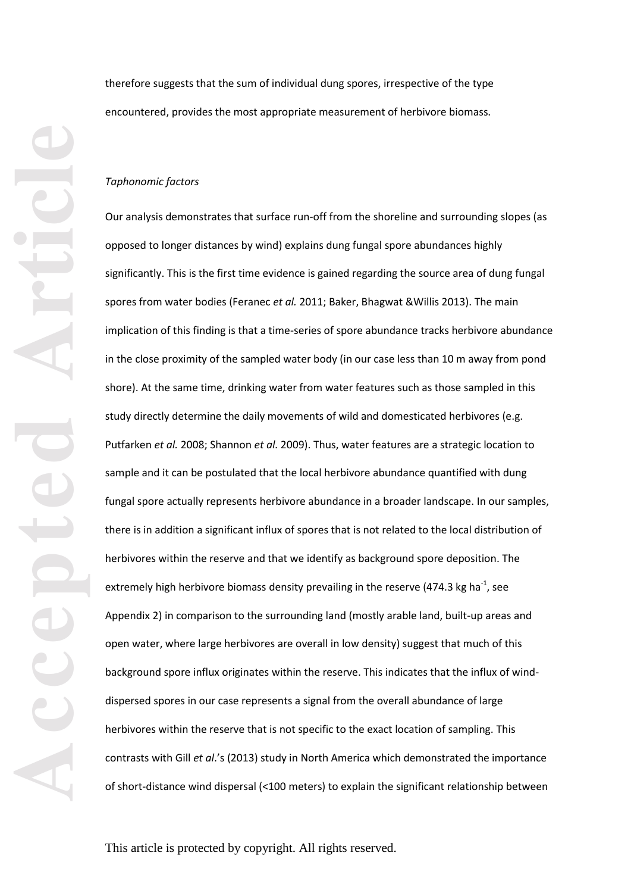therefore suggests that the sum of individual dung spores, irrespective of the type encountered, provides the most appropriate measurement of herbivore biomass.

*Taphonomic factors*

Our analysis demonstrates that surface run-off from the shoreline and surrounding slopes (as opposed to longer distances by wind) explains dung fungal spore abundances highly significantly. This is the first time evidence is gained regarding the source area of dung fungal spores from water bodies (Feranec *et al.* 2011; Baker, Bhagwat &Willis 2013). The main implication of this finding is that a time-series of spore abundance tracks herbivore abundance in the close proximity of the sampled water body (in our case less than 10 m away from pond shore). At the same time, drinking water from water features such as those sampled in this study directly determine the daily movements of wild and domesticated herbivores (e.g. Putfarken *et al.* 2008; Shannon *et al.* 2009). Thus, water features are a strategic location to sample and it can be postulated that the local herbivore abundance quantified with dung fungal spore actually represents herbivore abundance in a broader landscape. In our samples, there is in addition a significant influx of spores that is not related to the local distribution of herbivores within the reserve and that we identify as background spore deposition. The extremely high herbivore biomass density prevailing in the reserve (474.3 kg ha$^{-1}$, see Appendix 2) in comparison to the surrounding land (mostly arable land, built-up areas and open water, where large herbivores are overall in low density) suggest that much of this background spore influx originates within the reserve. This indicates that the influx of wind-dispersed spores in our case represents a signal from the overall abundance of large herbivores within the reserve that is not specific to the exact location of sampling. This contrasts with Gill *et al*.'s (2013) study in North America which demonstrated the importance of short-distance wind dispersal (<100 meters) to explain the significant relationship between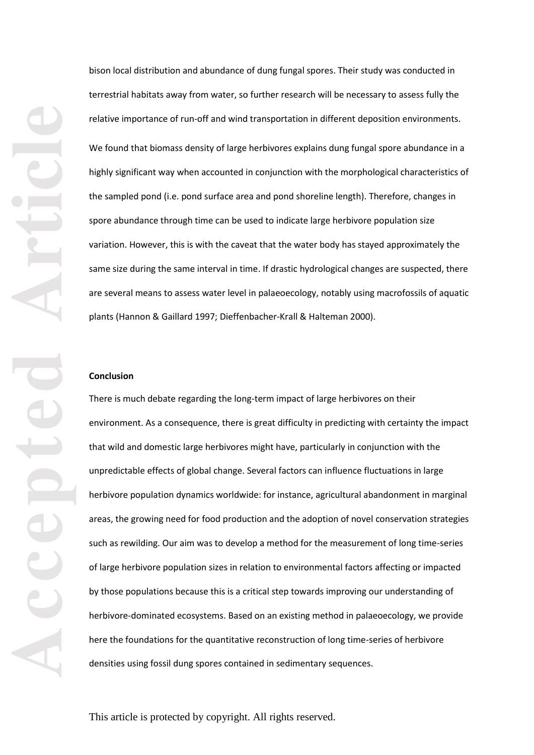bison local distribution and abundance of dung fungal spores. Their study was conducted in terrestrial habitats away from water, so further research will be necessary to assess fully the relative importance of run-off and wind transportation in different deposition environments.

We found that biomass density of large herbivores explains dung fungal spore abundance in a highly significant way when accounted in conjunction with the morphological characteristics of the sampled pond (i.e. pond surface area and pond shoreline length). Therefore, changes in spore abundance through time can be used to indicate large herbivore population size variation. However, this is with the caveat that the water body has stayed approximately the same size during the same interval in time. If drastic hydrological changes are suspected, there are several means to assess water level in palaeoecology, notably using macrofossils of aquatic plants (Hannon & Gaillard 1997; Dieffenbacher-Krall & Halteman 2000).

## Conclusion

There is much debate regarding the long-term impact of large herbivores on their environment. As a consequence, there is great difficulty in predicting with certainty the impact that wild and domestic large herbivores might have, particularly in conjunction with the unpredictable effects of global change. Several factors can influence fluctuations in large herbivore population dynamics worldwide: for instance, agricultural abandonment in marginal areas, the growing need for food production and the adoption of novel conservation strategies such as rewilding. Our aim was to develop a method for the measurement of long time-series of large herbivore population sizes in relation to environmental factors affecting or impacted by those populations because this is a critical step towards improving our understanding of herbivore-dominated ecosystems. Based on an existing method in palaeoecology, we provide here the foundations for the quantitative reconstruction of long time-series of herbivore densities using fossil dung spores contained in sedimentary sequences.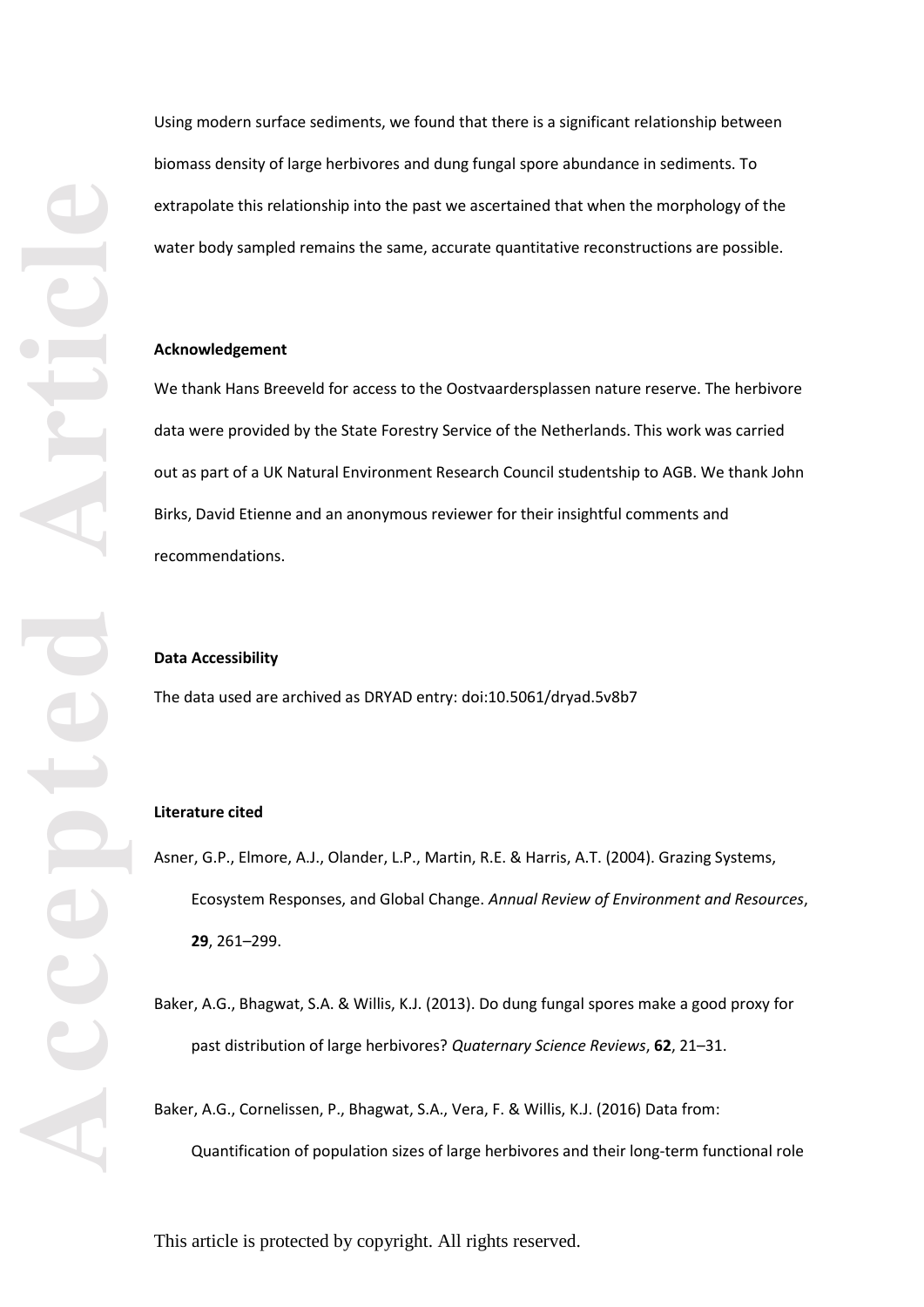Using modern surface sediments, we found that there is a significant relationship between biomass density of large herbivores and dung fungal spore abundance in sediments. To extrapolate this relationship into the past we ascertained that when the morphology of the water body sampled remains the same, accurate quantitative reconstructions are possible.

**Acknowledgement**

We thank Hans Breeveld for access to the Oostvaardersplassen nature reserve. The herbivore data were provided by the State Forestry Service of the Netherlands. This work was carried out as part of a UK Natural Environment Research Council studentship to AGB. We thank John Birks, David Etienne and an anonymous reviewer for their insightful comments and recommendations.

**Data Accessibility**

The data used are archived as DRYAD entry: doi:10.5061/dryad.5v8b7

**Literature cited**

Asner, G.P., Elmore, A.J., Olander, L.P., Martin, R.E. & Harris, A.T. (2004). Grazing Systems, Ecosystem Responses, and Global Change. *Annual Review of Environment and Resources*, **29**, 261–299.

Baker, A.G., Bhagwat, S.A. & Willis, K.J. (2013). Do dung fungal spores make a good proxy for past distribution of large herbivores? *Quaternary Science Reviews*, **62**, 21–31.

Baker, A.G., Cornelissen, P., Bhagwat, S.A., Vera, F. & Willis, K.J. (2016) Data from: Quantification of population sizes of large herbivores and their long-term functional role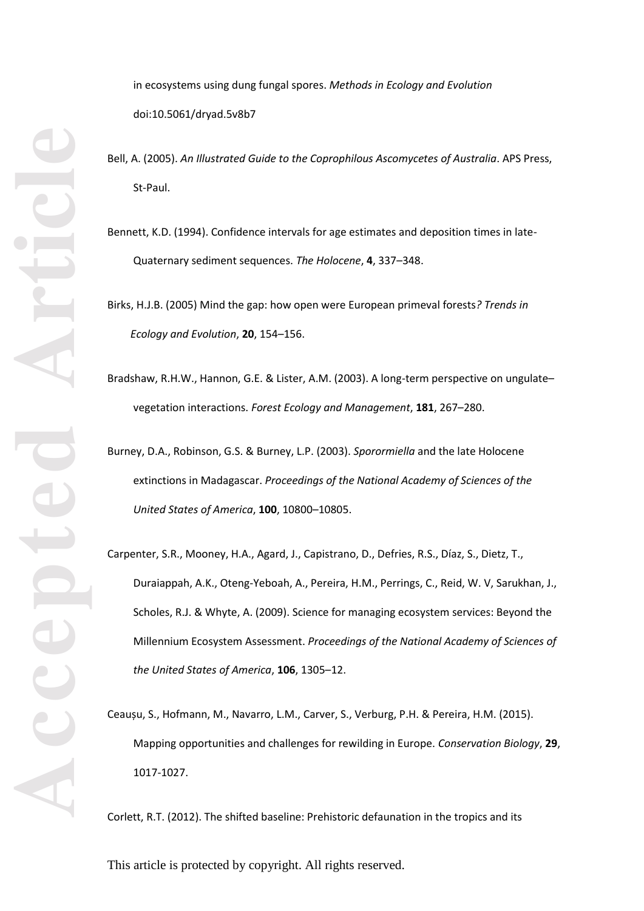in ecosystems using dung fungal spores. *Methods in Ecology and Evolution* doi:10.5061/dryad.5v8b7

Bell, A. (2005). *An Illustrated Guide to the Coprophilous Ascomycetes of Australia*. APS Press, St-Paul.

Bennett, K.D. (1994). Confidence intervals for age estimates and deposition times in late-Quaternary sediment sequences. *The Holocene*, **4**, 337–348.

Birks, H.J.B. (2005) Mind the gap: how open were European primeval forests*? Trends in Ecology and Evolution*, **20**, 154–156.

Bradshaw, R.H.W., Hannon, G.E. & Lister, A.M. (2003). A long-term perspective on ungulate–vegetation interactions. *Forest Ecology and Management*, **181**, 267–280.

Burney, D.A., Robinson, G.S. & Burney, L.P. (2003). *Sporormiella* and the late Holocene extinctions in Madagascar. *Proceedings of the National Academy of Sciences of the United States of America*, **100**, 10800–10805.

Carpenter, S.R., Mooney, H.A., Agard, J., Capistrano, D., Defries, R.S., Díaz, S., Dietz, T., Duraiappah, A.K., Oteng-Yeboah, A., Pereira, H.M., Perrings, C., Reid, W. V, Sarukhan, J., Scholes, R.J. & Whyte, A. (2009). Science for managing ecosystem services: Beyond the Millennium Ecosystem Assessment. *Proceedings of the National Academy of Sciences of the United States of America*, **106**, 1305–12.

Ceaușu, S., Hofmann, M., Navarro, L.M., Carver, S., Verburg, P.H. & Pereira, H.M. (2015). Mapping opportunities and challenges for rewilding in Europe. *Conservation Biology*, **29**, 1017-1027.

Corlett, R.T. (2012). The shifted baseline: Prehistoric defaunation in the tropics and its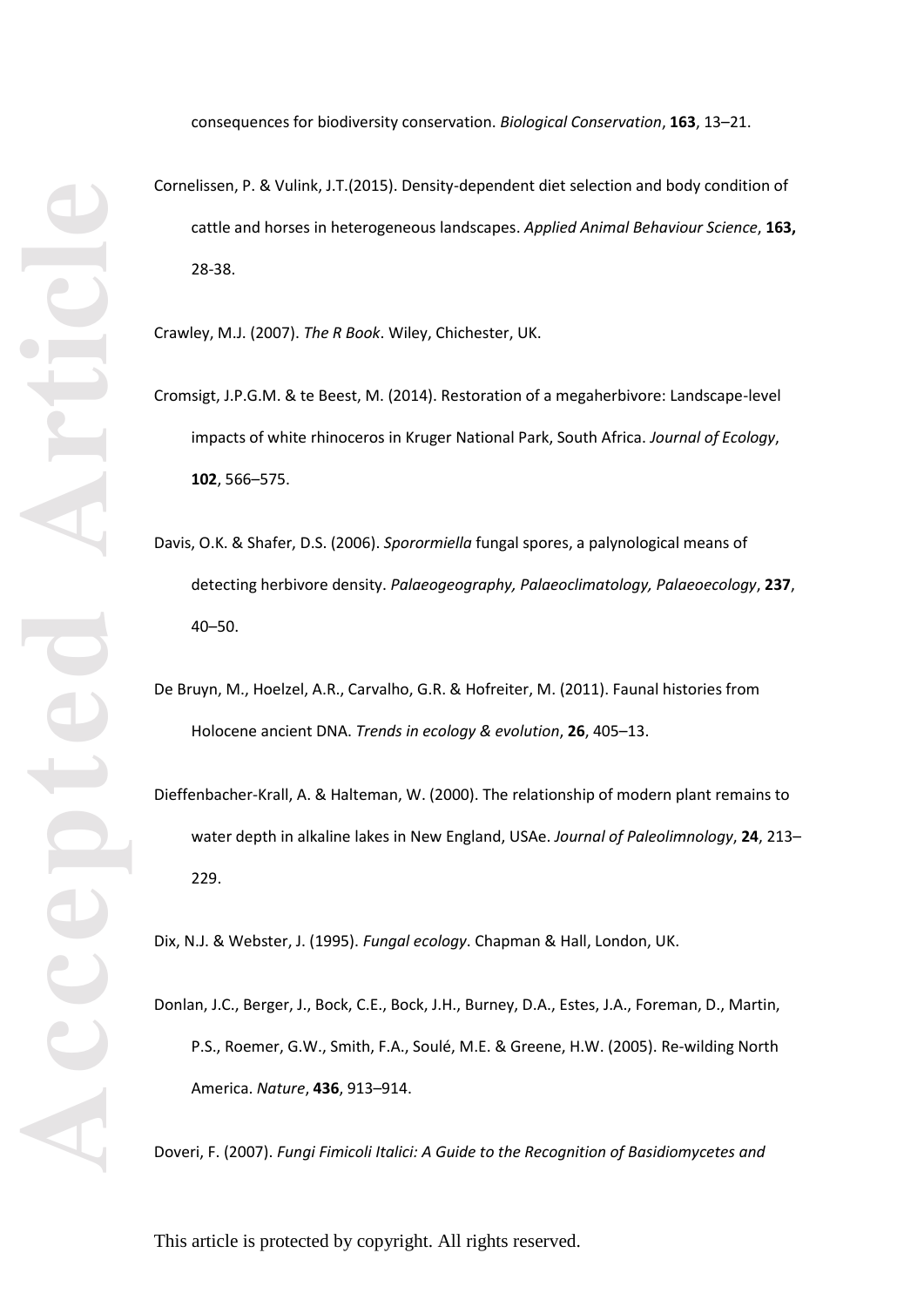consequences for biodiversity conservation. *Biological Conservation*, **163**, 13–21.

Cornelissen, P. & Vulink, J.T.(2015). Density-dependent diet selection and body condition of cattle and horses in heterogeneous landscapes. *Applied Animal Behaviour Science*, **163,** 28-38.

Crawley, M.J. (2007). *The R Book*. Wiley, Chichester, UK.

Cromsigt, J.P.G.M. & te Beest, M. (2014). Restoration of a megaherbivore: Landscape-level impacts of white rhinoceros in Kruger National Park, South Africa. *Journal of Ecology*, **102**, 566–575.

Davis, O.K. & Shafer, D.S. (2006). *Sporormiella* fungal spores, a palynological means of detecting herbivore density. *Palaeogeography, Palaeoclimatology, Palaeoecology*, **237**, 40–50.

De Bruyn, M., Hoelzel, A.R., Carvalho, G.R. & Hofreiter, M. (2011). Faunal histories from Holocene ancient DNA. *Trends in ecology & evolution*, **26**, 405–13.

Dieffenbacher-Krall, A. & Halteman, W. (2000). The relationship of modern plant remains to water depth in alkaline lakes in New England, USAe. *Journal of Paleolimnology*, **24**, 213–229.

Dix, N.J. & Webster, J. (1995). *Fungal ecology*. Chapman & Hall, London, UK.

Donlan, J.C., Berger, J., Bock, C.E., Bock, J.H., Burney, D.A., Estes, J.A., Foreman, D., Martin, P.S., Roemer, G.W., Smith, F.A., Soulé, M.E. & Greene, H.W. (2005). Re-wilding North America. *Nature*, **436**, 913–914.

Doveri, F. (2007). *Fungi Fimicoli Italici: A Guide to the Recognition of Basidiomycetes and*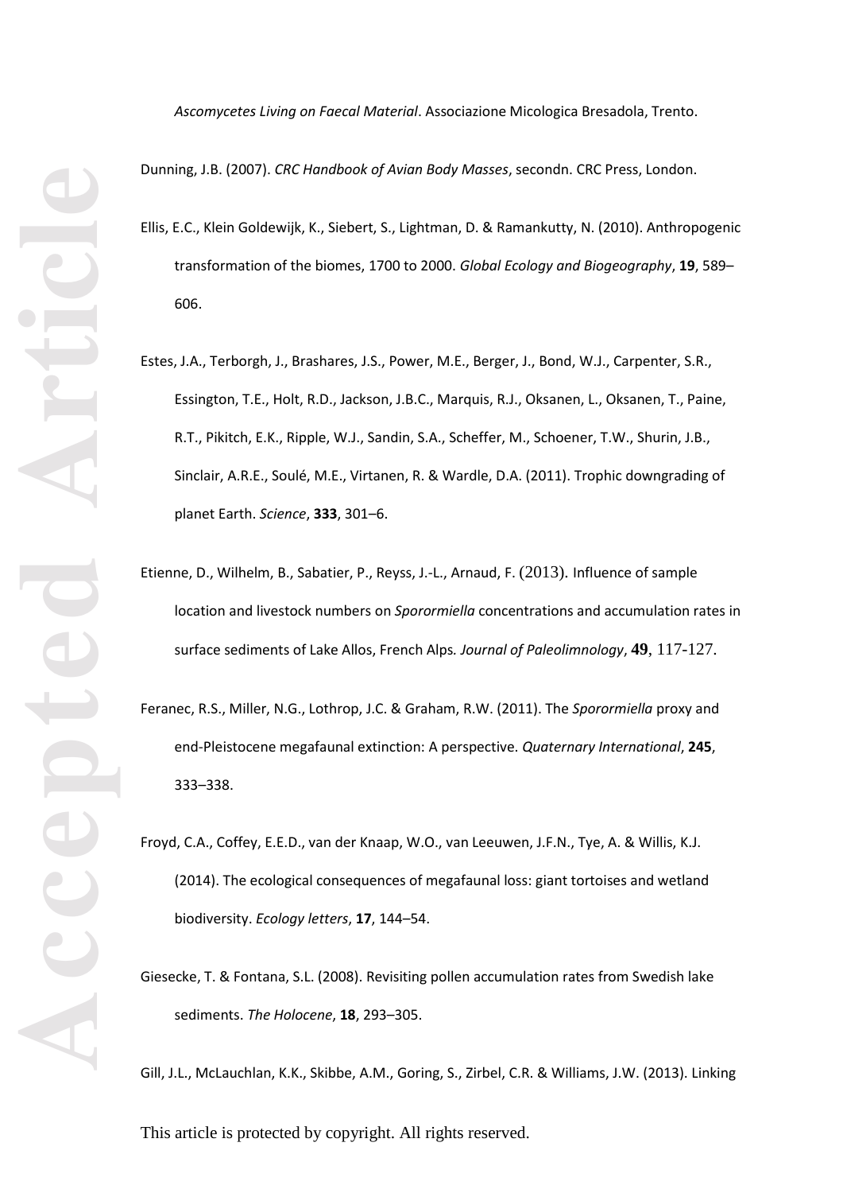*Ascomycetes Living on Faecal Material*. Associazione Micologica Bresadola, Trento.

Dunning, J.B. (2007). *CRC Handbook of Avian Body Masses*, secondn. CRC Press, London.

Ellis, E.C., Klein Goldewijk, K., Siebert, S., Lightman, D. & Ramankutty, N. (2010). Anthropogenic transformation of the biomes, 1700 to 2000. *Global Ecology and Biogeography*, **19**, 589–606.

Estes, J.A., Terborgh, J., Brashares, J.S., Power, M.E., Berger, J., Bond, W.J., Carpenter, S.R., Essington, T.E., Holt, R.D., Jackson, J.B.C., Marquis, R.J., Oksanen, L., Oksanen, T., Paine, R.T., Pikitch, E.K., Ripple, W.J., Sandin, S.A., Scheffer, M., Schoener, T.W., Shurin, J.B., Sinclair, A.R.E., Soulé, M.E., Virtanen, R. & Wardle, D.A. (2011). Trophic downgrading of planet Earth. *Science*, **333**, 301–6.

Etienne, D., Wilhelm, B., Sabatier, P., Reyss, J.-L., Arnaud, F. (2013). Influence of sample location and livestock numbers on *Sporormiella* concentrations and accumulation rates in surface sediments of Lake Allos, French Alps. *Journal of Paleolimnology*, **49**, 117-127.

Feranec, R.S., Miller, N.G., Lothrop, J.C. & Graham, R.W. (2011). The *Sporormiella* proxy and end-Pleistocene megafaunal extinction: A perspective. *Quaternary International*, **245**, 333–338.

Froyd, C.A., Coffey, E.E.D., van der Knaap, W.O., van Leeuwen, J.F.N., Tye, A. & Willis, K.J. (2014). The ecological consequences of megafaunal loss: giant tortoises and wetland biodiversity. *Ecology letters*, **17**, 144–54.

Giesecke, T. & Fontana, S.L. (2008). Revisiting pollen accumulation rates from Swedish lake sediments. *The Holocene*, **18**, 293–305.

Gill, J.L., McLauchlan, K.K., Skibbe, A.M., Goring, S., Zirbel, C.R. & Williams, J.W. (2013). Linking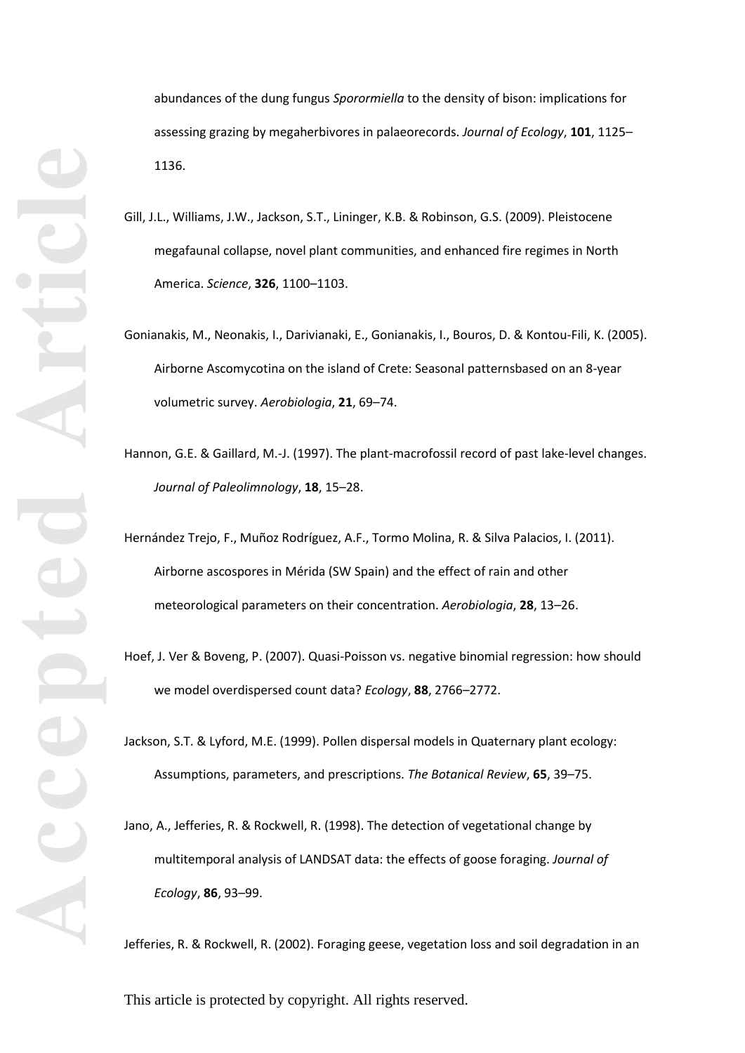abundances of the dung fungus *Sporormiella* to the density of bison: implications for assessing grazing by megaherbivores in palaeorecords. *Journal of Ecology*, **101**, 1125–1136.

Gill, J.L., Williams, J.W., Jackson, S.T., Lininger, K.B. & Robinson, G.S. (2009). Pleistocene megafaunal collapse, novel plant communities, and enhanced fire regimes in North America. *Science*, **326**, 1100–1103.

Gonianakis, M., Neonakis, I., Darivianaki, E., Gonianakis, I., Bouros, D. & Kontou-Fili, K. (2005). Airborne Ascomycotina on the island of Crete: Seasonal patternsbased on an 8-year volumetric survey. *Aerobiologia*, **21**, 69–74.

Hannon, G.E. & Gaillard, M.-J. (1997). The plant-macrofossil record of past lake-level changes. *Journal of Paleolimnology*, **18**, 15–28.

Hernández Trejo, F., Muñoz Rodríguez, A.F., Tormo Molina, R. & Silva Palacios, I. (2011). Airborne ascospores in Mérida (SW Spain) and the effect of rain and other meteorological parameters on their concentration. *Aerobiologia*, **28**, 13–26.

Hoef, J. Ver & Boveng, P. (2007). Quasi-Poisson vs. negative binomial regression: how should we model overdispersed count data? *Ecology*, **88**, 2766–2772.

Jackson, S.T. & Lyford, M.E. (1999). Pollen dispersal models in Quaternary plant ecology: Assumptions, parameters, and prescriptions. *The Botanical Review*, **65**, 39–75.

Jano, A., Jefferies, R. & Rockwell, R. (1998). The detection of vegetational change by multitemporal analysis of LANDSAT data: the effects of goose foraging. *Journal of Ecology*, **86**, 93–99.

Jefferies, R. & Rockwell, R. (2002). Foraging geese, vegetation loss and soil degradation in an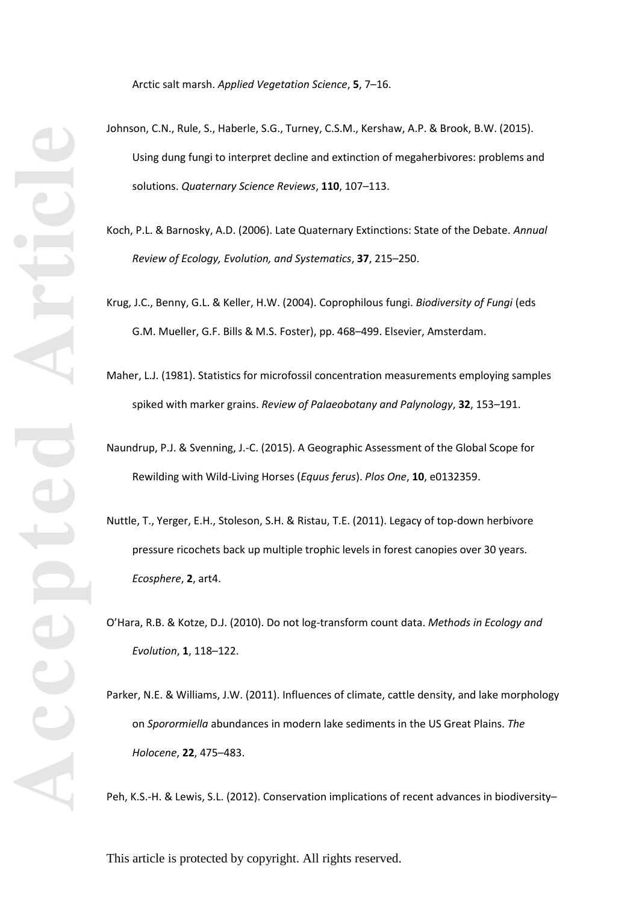Arctic salt marsh. *Applied Vegetation Science*, **5**, 7–16.

Johnson, C.N., Rule, S., Haberle, S.G., Turney, C.S.M., Kershaw, A.P. & Brook, B.W. (2015). Using dung fungi to interpret decline and extinction of megaherbivores: problems and solutions. *Quaternary Science Reviews*, **110**, 107–113.

Koch, P.L. & Barnosky, A.D. (2006). Late Quaternary Extinctions: State of the Debate. *Annual Review of Ecology, Evolution, and Systematics*, **37**, 215–250.

Krug, J.C., Benny, G.L. & Keller, H.W. (2004). Coprophilous fungi. *Biodiversity of Fungi* (eds G.M. Mueller, G.F. Bills & M.S. Foster), pp. 468–499. Elsevier, Amsterdam.

Maher, L.J. (1981). Statistics for microfossil concentration measurements employing samples spiked with marker grains. *Review of Palaeobotany and Palynology*, **32**, 153–191.

Naundrup, P.J. & Svenning, J.-C. (2015). A Geographic Assessment of the Global Scope for Rewilding with Wild-Living Horses (*Equus ferus*). *Plos One*, **10**, e0132359.

Nuttle, T., Yerger, E.H., Stoleson, S.H. & Ristau, T.E. (2011). Legacy of top-down herbivore pressure ricochets back up multiple trophic levels in forest canopies over 30 years. *Ecosphere*, **2**, art4.

O'Hara, R.B. & Kotze, D.J. (2010). Do not log-transform count data. *Methods in Ecology and Evolution*, **1**, 118–122.

Parker, N.E. & Williams, J.W. (2011). Influences of climate, cattle density, and lake morphology on *Sporormiella* abundances in modern lake sediments in the US Great Plains. *The Holocene*, **22**, 475–483.

Peh, K.S.-H. & Lewis, S.L. (2012). Conservation implications of recent advances in biodiversity–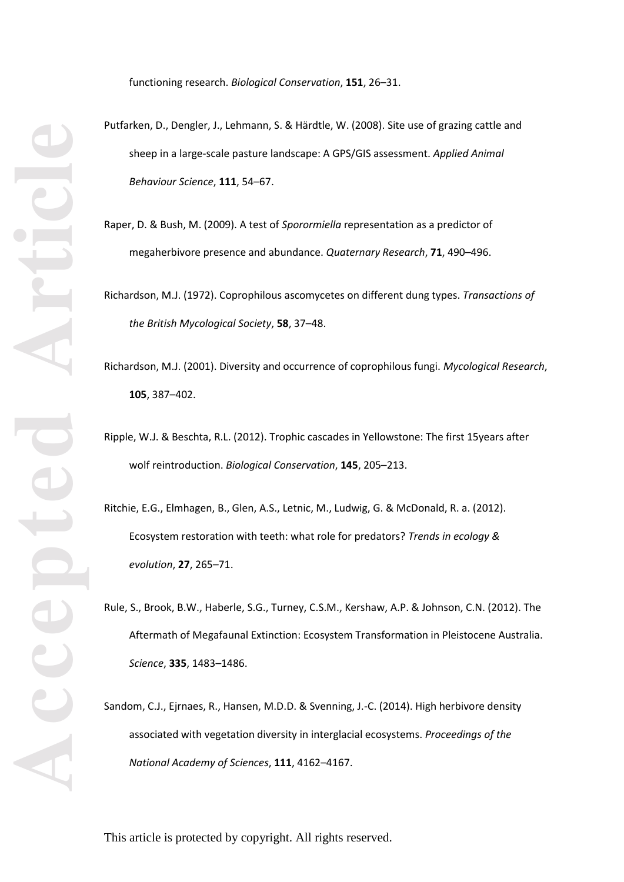functioning research. *Biological Conservation*, **151**, 26–31.

Putfarken, D., Dengler, J., Lehmann, S. & Härdtle, W. (2008). Site use of grazing cattle and sheep in a large-scale pasture landscape: A GPS/GIS assessment. *Applied Animal Behaviour Science*, **111**, 54–67.

Raper, D. & Bush, M. (2009). A test of *Sporormiella* representation as a predictor of megaherbivore presence and abundance. *Quaternary Research*, **71**, 490–496.

Richardson, M.J. (1972). Coprophilous ascomycetes on different dung types. *Transactions of the British Mycological Society*, **58**, 37–48.

Richardson, M.J. (2001). Diversity and occurrence of coprophilous fungi. *Mycological Research*, **105**, 387–402.

Ripple, W.J. & Beschta, R.L. (2012). Trophic cascades in Yellowstone: The first 15years after wolf reintroduction. *Biological Conservation*, **145**, 205–213.

Ritchie, E.G., Elmhagen, B., Glen, A.S., Letnic, M., Ludwig, G. & McDonald, R. a. (2012). Ecosystem restoration with teeth: what role for predators? *Trends in ecology & evolution*, **27**, 265–71.

Rule, S., Brook, B.W., Haberle, S.G., Turney, C.S.M., Kershaw, A.P. & Johnson, C.N. (2012). The Aftermath of Megafaunal Extinction: Ecosystem Transformation in Pleistocene Australia. *Science*, **335**, 1483–1486.

Sandom, C.J., Ejrnaes, R., Hansen, M.D.D. & Svenning, J.-C. (2014). High herbivore density associated with vegetation diversity in interglacial ecosystems. *Proceedings of the National Academy of Sciences*, **111**, 4162–4167.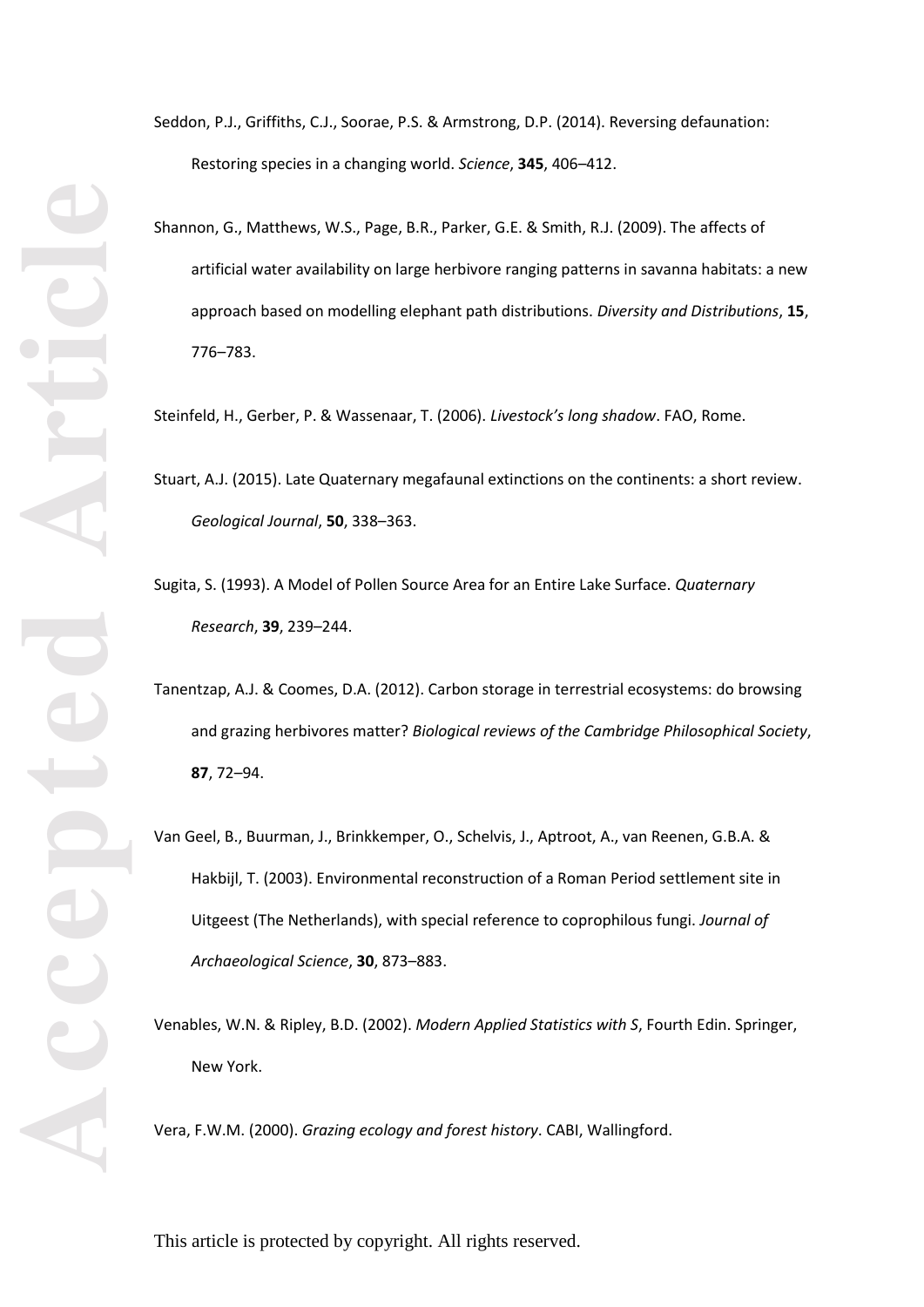Seddon, P.J., Griffiths, C.J., Soorae, P.S. & Armstrong, D.P. (2014). Reversing defaunation: Restoring species in a changing world. *Science*, **345**, 406–412.

Shannon, G., Matthews, W.S., Page, B.R., Parker, G.E. & Smith, R.J. (2009). The affects of artificial water availability on large herbivore ranging patterns in savanna habitats: a new approach based on modelling elephant path distributions. *Diversity and Distributions*, **15**, 776–783.

Steinfeld, H., Gerber, P. & Wassenaar, T. (2006). *Livestock's long shadow*. FAO, Rome.

Stuart, A.J. (2015). Late Quaternary megafaunal extinctions on the continents: a short review. *Geological Journal*, **50**, 338–363.

Sugita, S. (1993). A Model of Pollen Source Area for an Entire Lake Surface. *Quaternary Research*, **39**, 239–244.

Tanentzap, A.J. & Coomes, D.A. (2012). Carbon storage in terrestrial ecosystems: do browsing and grazing herbivores matter? *Biological reviews of the Cambridge Philosophical Society*, **87**, 72–94.

Van Geel, B., Buurman, J., Brinkkemper, O., Schelvis, J., Aptroot, A., van Reenen, G.B.A. & Hakbijl, T. (2003). Environmental reconstruction of a Roman Period settlement site in Uitgeest (The Netherlands), with special reference to coprophilous fungi. *Journal of Archaeological Science*, **30**, 873–883.

Venables, W.N. & Ripley, B.D. (2002). *Modern Applied Statistics with S*, Fourth Edin. Springer, New York.

Vera, F.W.M. (2000). *Grazing ecology and forest history*. CABI, Wallingford.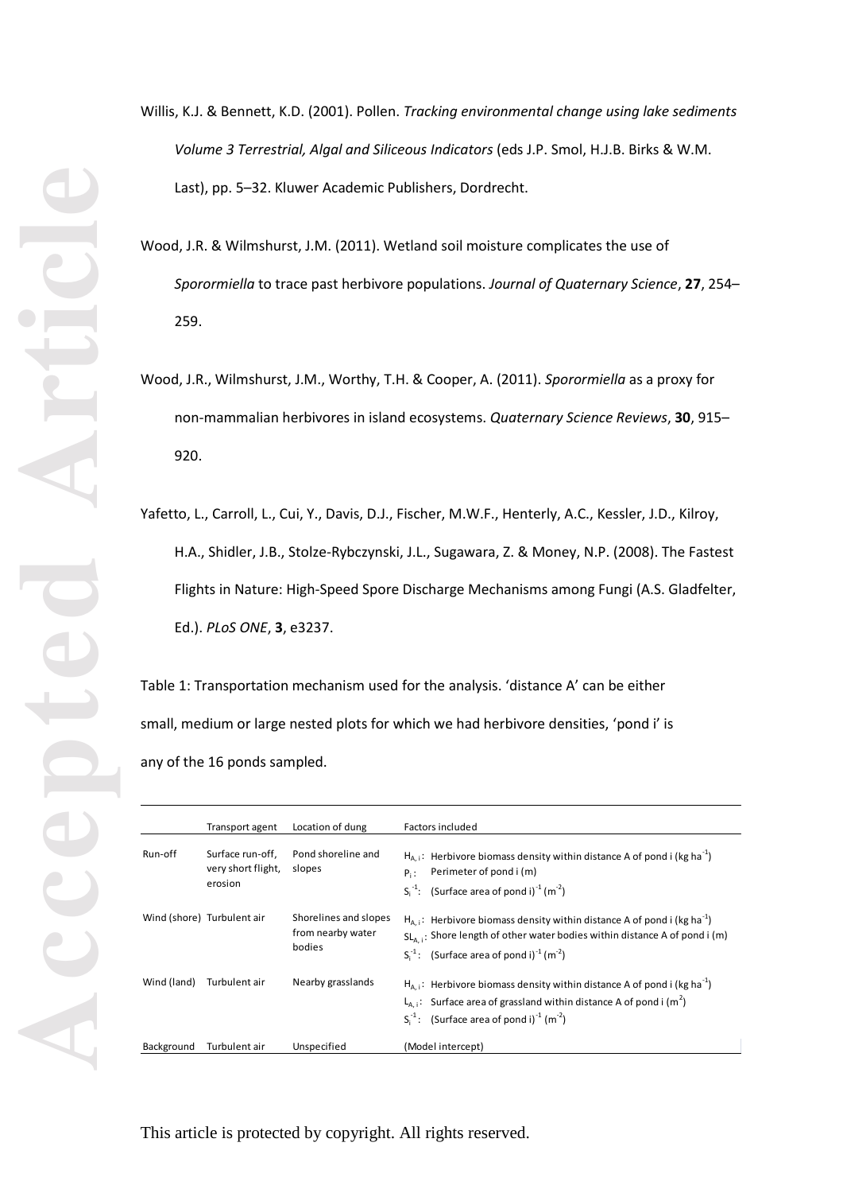Willis, K.J. & Bennett, K.D. (2001). Pollen. *Tracking environmental change using lake sediments Volume 3 Terrestrial, Algal and Siliceous Indicators* (eds J.P. Smol, H.J.B. Birks & W.M. Last), pp. 5–32. Kluwer Academic Publishers, Dordrecht.

Wood, J.R. & Wilmshurst, J.M. (2011). Wetland soil moisture complicates the use of *Sporormiella* to trace past herbivore populations. *Journal of Quaternary Science*, **27**, 254–259.

Wood, J.R., Wilmshurst, J.M., Worthy, T.H. & Cooper, A. (2011). *Sporormiella* as a proxy for non-mammalian herbivores in island ecosystems. *Quaternary Science Reviews*, **30**, 915–920.

Yafetto, L., Carroll, L., Cui, Y., Davis, D.J., Fischer, M.W.F., Henterly, A.C., Kessler, J.D., Kilroy, H.A., Shidler, J.B., Stolze-Rybczynski, J.L., Sugawara, Z. & Money, N.P. (2008). The Fastest Flights in Nature: High-Speed Spore Discharge Mechanisms among Fungi (A.S. Gladfelter, Ed.). *PLoS ONE*, **3**, e3237.

Table 1: Transportation mechanism used for the analysis. 'distance A' can be either small, medium or large nested plots for which we had herbivore densities, 'pond i' is any of the 16 ponds sampled.

| | Transport agent | Location of dung | Factors included |
|---|---|---|---|
| Run-off | Surface run-off, very short flight, erosion | Pond shoreline and slopes | $H_{A,i}$: Herbivore biomass density within distance A of pond i (kg ha$^{-1}$)<br>$P_i$: Perimeter of pond i (m)<br>$S_i^{-1}$: (Surface area of pond i)$^{-1}$ (m$^{-2}$) |
| Wind (shore) | Turbulent air | Shorelines and slopes from nearby water bodies | $H_{A,i}$: Herbivore biomass density within distance A of pond i (kg ha$^{-1}$)<br>$SL_{A,i}$: Shore length of other water bodies within distance A of pond i (m)<br>$S_i^{-1}$: (Surface area of pond i)$^{-1}$ (m$^{-2}$) |
| Wind (land) | Turbulent air | Nearby grasslands | $H_{A,i}$: Herbivore biomass density within distance A of pond i (kg ha$^{-1}$)<br>$L_{A,i}$: Surface area of grassland within distance A of pond i (m$^{2}$)<br>$S_i^{-1}$: (Surface area of pond i)$^{-1}$ (m$^{-2}$) |
| Background | Turbulent air | Unspecified | (Model intercept) |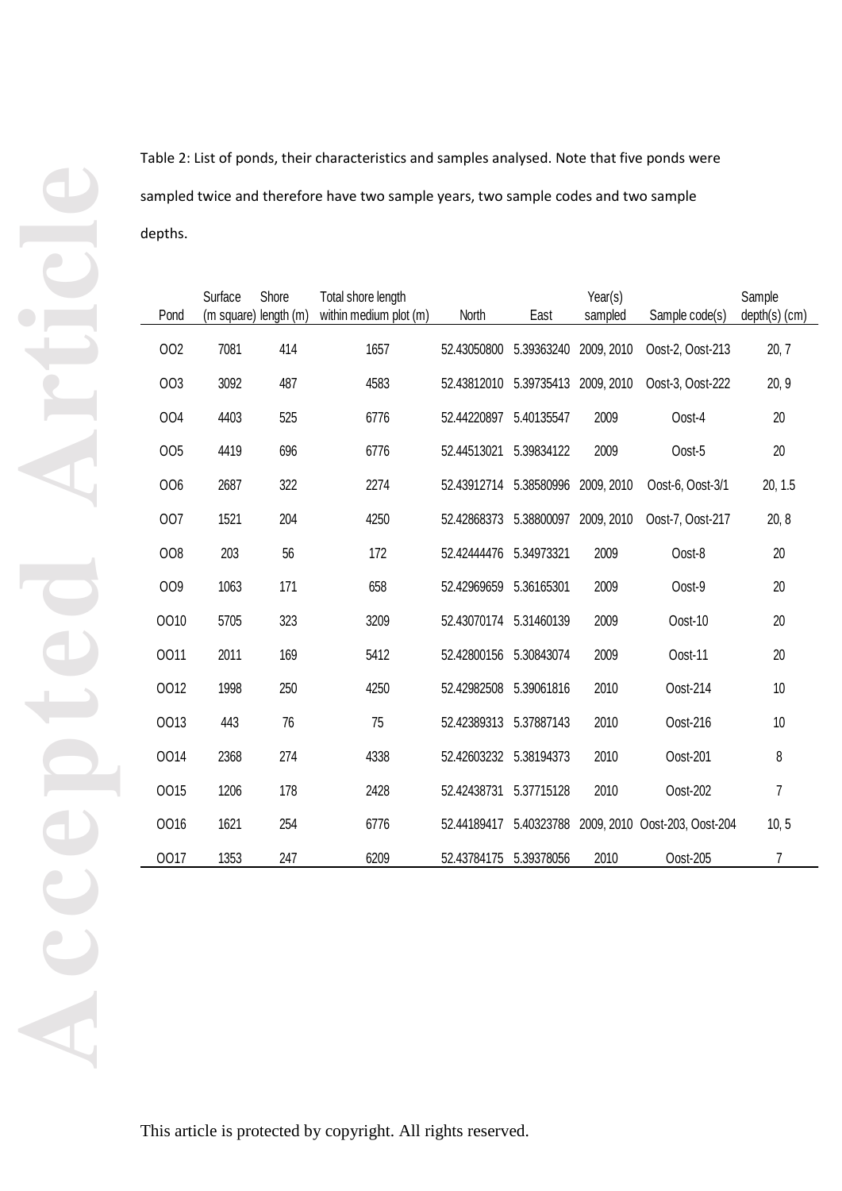Table 2: List of ponds, their characteristics and samples analysed. Note that five ponds were sampled twice and therefore have two sample years, two sample codes and two sample depths.

| Pond | Surface (m square) | Shore length (m) | Total shore length within medium plot (m) | North | East | Year(s) sampled | Sample code(s) | Sample depth(s) (cm) |
|---|---|---|---|---|---|---|---|---|
| OO2 | 7081 | 414 | 1657 | 52.43050800 | 5.39363240 | 2009, 2010 | Oost-2, Oost-213 | 20, 7 |
| OO3 | 3092 | 487 | 4583 | 52.43812010 | 5.39735413 | 2009, 2010 | Oost-3, Oost-222 | 20, 9 |
| OO4 | 4403 | 525 | 6776 | 52.44220897 | 5.40135547 | 2009 | Oost-4 | 20 |
| OO5 | 4419 | 696 | 6776 | 52.44513021 | 5.39834122 | 2009 | Oost-5 | 20 |
| OO6 | 2687 | 322 | 2274 | 52.43912714 | 5.38580996 | 2009, 2010 | Oost-6, Oost-3/1 | 20, 1.5 |
| OO7 | 1521 | 204 | 4250 | 52.42868373 | 5.38800097 | 2009, 2010 | Oost-7, Oost-217 | 20, 8 |
| OO8 | 203 | 56 | 172 | 52.42444476 | 5.34973321 | 2009 | Oost-8 | 20 |
| OO9 | 1063 | 171 | 658 | 52.42969659 | 5.36165301 | 2009 | Oost-9 | 20 |
| OO10 | 5705 | 323 | 3209 | 52.43070174 | 5.31460139 | 2009 | Oost-10 | 20 |
| OO11 | 2011 | 169 | 5412 | 52.42800156 | 5.30843074 | 2009 | Oost-11 | 20 |
| OO12 | 1998 | 250 | 4250 | 52.42982508 | 5.39061816 | 2010 | Oost-214 | 10 |
| OO13 | 443 | 76 | 75 | 52.42389313 | 5.37887143 | 2010 | Oost-216 | 10 |
| OO14 | 2368 | 274 | 4338 | 52.42603232 | 5.38194373 | 2010 | Oost-201 | 8 |
| OO15 | 1206 | 178 | 2428 | 52.42438731 | 5.37715128 | 2010 | Oost-202 | 7 |
| OO16 | 1621 | 254 | 6776 | 52.44189417 | 5.40323788 | 2009, 2010 | Oost-203, Oost-204 | 10, 5 |
| OO17 | 1353 | 247 | 6209 | 52.43784175 | 5.39378056 | 2010 | Oost-205 | 7 |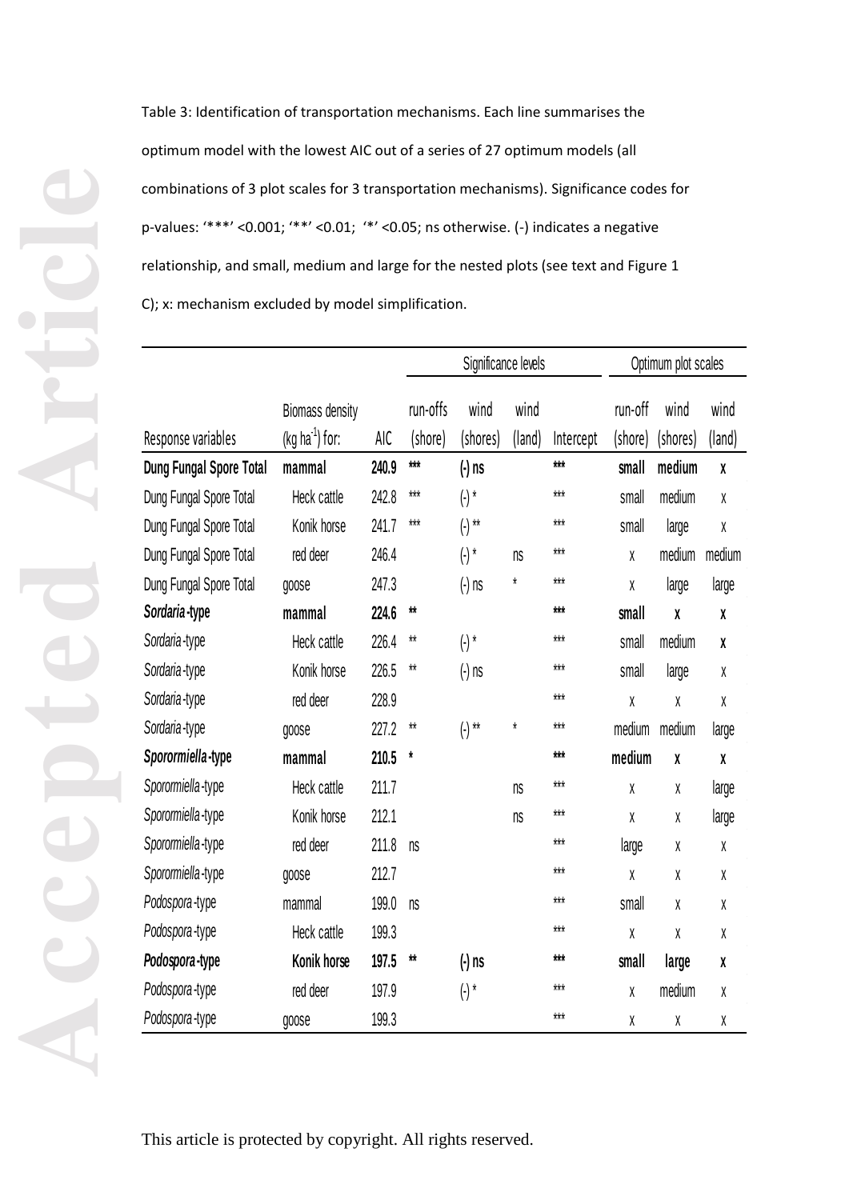Table 3: Identification of transportation mechanisms. Each line summarises the optimum model with the lowest AIC out of a series of 27 optimum models (all combinations of 3 plot scales for 3 transportation mechanisms). Significance codes for p-values: '***' <0.001; '**' <0.01; '*' <0.05; ns otherwise. (-) indicates a negative relationship, and small, medium and large for the nested plots (see text and Figure 1 C); x: mechanism excluded by model simplification.

| | | | Significance levels | | | | Optimum plot scales | | |
|---|---|---|---|---|---|---|---|---|---|
| Response variables | Biomass density ($kg\ ha^{-1}$) for: | AIC | run-offs (shore) | wind (shores) | wind (land) | Intercept | run-off (shore) | wind (shores) | wind (land) |
| **Dung Fungal Spore Total** | **mammal** | **240.9** | *** | (-) ns | | *** | **small** | **medium** | **x** |
| Dung Fungal Spore Total | Heck cattle | 242.8 | *** | (-) * | | *** | small | medium | x |
| Dung Fungal Spore Total | Konik horse | 241.7 | *** | (-) ** | | *** | small | large | x |
| Dung Fungal Spore Total | red deer | 246.4 | | (-) * | ns | *** | x | medium | medium |
| Dung Fungal Spore Total | goose | 247.3 | | (-) ns | * | *** | x | large | large |
| ***Sordaria*-type** | **mammal** | **224.6** | ** | | | *** | **small** | **x** | **x** |
| *Sordaria*-type | Heck cattle | 226.4 | ** | (-) * | | *** | small | medium | x |
| *Sordaria*-type | Konik horse | 226.5 | ** | (-) ns | | *** | small | large | x |
| *Sordaria*-type | red deer | 228.9 | | | | *** | x | x | x |
| *Sordaria*-type | goose | 227.2 | ** | (-) ** | * | *** | medium | medium | large |
| ***Sporormiella*-type** | **mammal** | **210.5** | * | | | *** | **medium** | **x** | **x** |
| *Sporormiella*-type | Heck cattle | 211.7 | | | ns | *** | x | x | large |
| *Sporormiella*-type | Konik horse | 212.1 | | | ns | *** | x | x | large |
| *Sporormiella*-type | red deer | 211.8 | ns | | | *** | large | x | x |
| *Sporormiella*-type | goose | 212.7 | | | | *** | x | x | x |
| *Podospora*-type | mammal | 199.0 | ns | | | *** | small | x | x |
| *Podospora*-type | Heck cattle | 199.3 | | | | *** | x | x | x |
| ***Podospora*-type** | **Konik horse** | **197.5** | ** | (-) ns | | *** | **small** | **large** | **x** |
| *Podospora*-type | red deer | 197.9 | | (-) * | | *** | x | medium | x |
| *Podospora*-type | goose | 199.3 | | | | *** | x | x | x |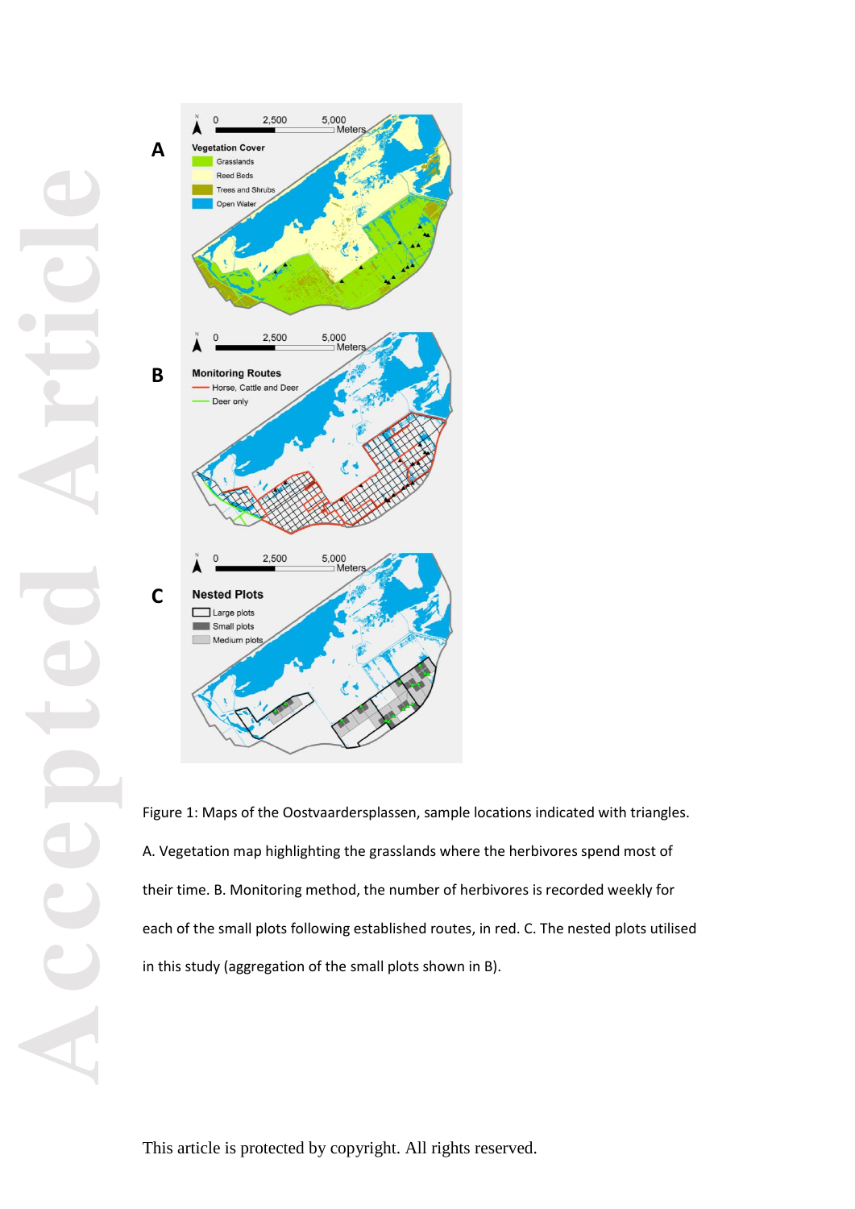Figure 1: Maps of the Oostvaardersplassen, sample locations indicated with triangles. A. Vegetation map highlighting the grasslands where the herbivores spend most of their time. B. Monitoring method, the number of herbivores is recorded weekly for each of the small plots following established routes, in red. C. The nested plots utilised in this study (aggregation of the small plots shown in B).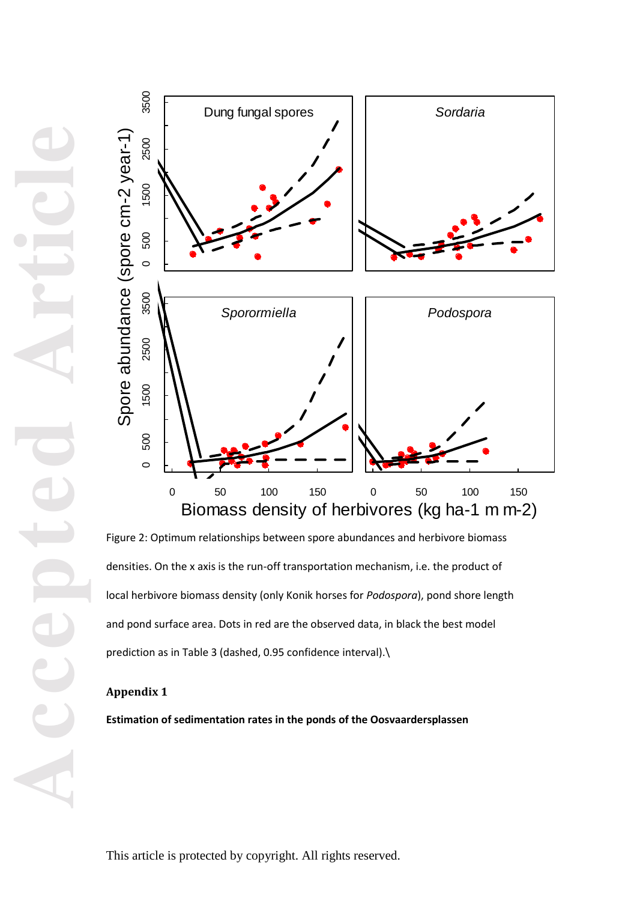Figure 2: Optimum relationships between spore abundances and herbivore biomass densities. On the x axis is the run-off transportation mechanism, i.e. the product of local herbivore biomass density (only Konik horses for *Podospora*), pond shore length and pond surface area. Dots in red are the observed data, in black the best model prediction as in Table 3 (dashed, 0.95 confidence interval).\

## Appendix 1

**Estimation of sedimentation rates in the ponds of the Oosvaardersplassen**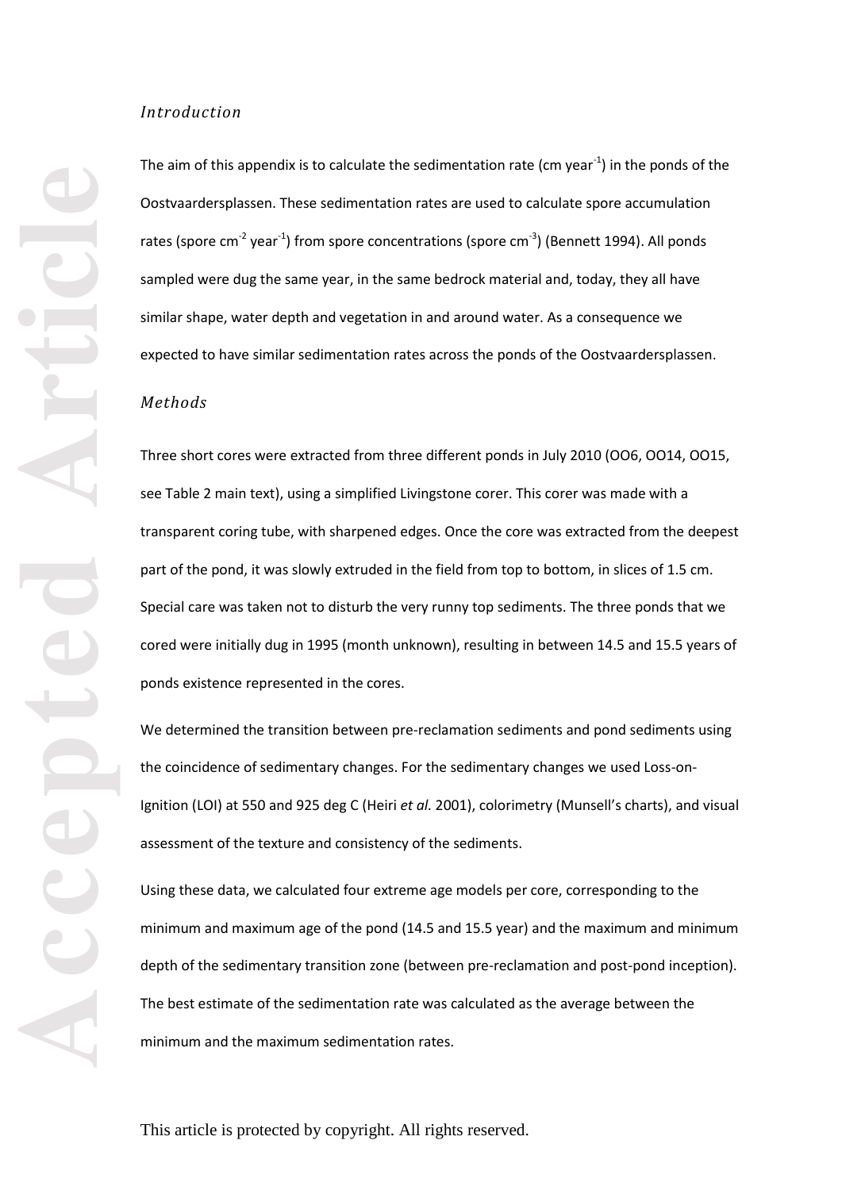*Introduction*

The aim of this appendix is to calculate the sedimentation rate (cm $year^{-1}$) in the ponds of the Oostvaardersplassen. These sedimentation rates are used to calculate spore accumulation rates (spore $cm^{-2}$ $year^{-1}$) from spore concentrations (spore $cm^{-3}$) (Bennett 1994). All ponds sampled were dug the same year, in the same bedrock material and, today, they all have similar shape, water depth and vegetation in and around water. As a consequence we expected to have similar sedimentation rates across the ponds of the Oostvaardersplassen.

*Methods*

Three short cores were extracted from three different ponds in July 2010 (OO6, OO14, OO15, see Table 2 main text), using a simplified Livingstone corer. This corer was made with a transparent coring tube, with sharpened edges. Once the core was extracted from the deepest part of the pond, it was slowly extruded in the field from top to bottom, in slices of 1.5 cm. Special care was taken not to disturb the very runny top sediments. The three ponds that we cored were initially dug in 1995 (month unknown), resulting in between 14.5 and 15.5 years of ponds existence represented in the cores.

We determined the transition between pre-reclamation sediments and pond sediments using the coincidence of sedimentary changes. For the sedimentary changes we used Loss-on-Ignition (LOI) at 550 and 925 deg C (Heiri *et al.* 2001), colorimetry (Munsell's charts), and visual assessment of the texture and consistency of the sediments.

Using these data, we calculated four extreme age models per core, corresponding to the minimum and maximum age of the pond (14.5 and 15.5 year) and the maximum and minimum depth of the sedimentary transition zone (between pre-reclamation and post-pond inception). The best estimate of the sedimentation rate was calculated as the average between the minimum and the maximum sedimentation rates.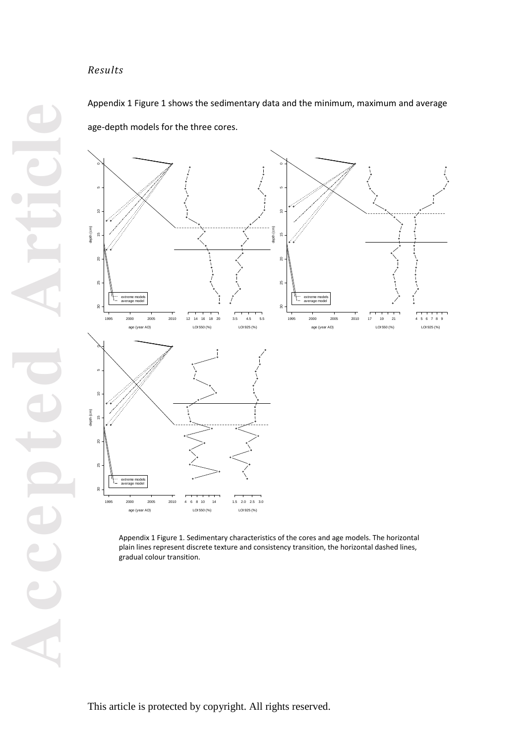*Results*

Appendix 1 Figure 1 shows the sedimentary data and the minimum, maximum and average age-depth models for the three cores.

Appendix 1 Figure 1. Sedimentary characteristics of the cores and age models. The horizontal plain lines represent discrete texture and consistency transition, the horizontal dashed lines, gradual colour transition.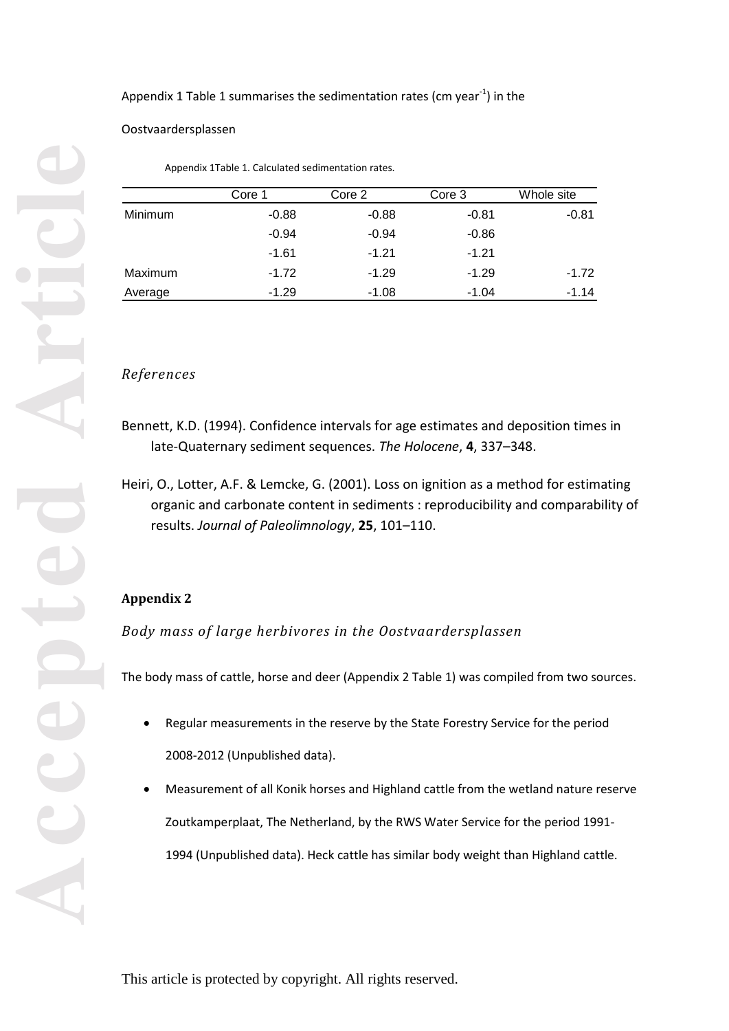Appendix 1 Table 1 summarises the sedimentation rates (cm year$^{-1}$) in the Oostvaardersplassen

Appendix 1Table 1. Calculated sedimentation rates.

| | Core 1 | Core 2 | Core 3 | Whole site |
|---|---|---|---|---|
| Minimum | -0.88 | -0.88 | -0.81 | -0.81 |
| | -0.94 | -0.94 | -0.86 | |
| | -1.61 | -1.21 | -1.21 | |
| Maximum | -1.72 | -1.29 | -1.29 | -1.72 |
| Average | -1.29 | -1.08 | -1.04 | -1.14 |

### *References*

Bennett, K.D. (1994). Confidence intervals for age estimates and deposition times in late-Quaternary sediment sequences. *The Holocene*, **4**, 337–348.

Heiri, O., Lotter, A.F. & Lemcke, G. (2001). Loss on ignition as a method for estimating organic and carbonate content in sediments : reproducibility and comparability of results. *Journal of Paleolimnology*, **25**, 101–110.

## Appendix 2

### *Body mass of large herbivores in the Oostvaardersplassen*

The body mass of cattle, horse and deer (Appendix 2 Table 1) was compiled from two sources.

- Regular measurements in the reserve by the State Forestry Service for the period 2008-2012 (Unpublished data).
- Measurement of all Konik horses and Highland cattle from the wetland nature reserve Zoutkamperplaat, The Netherland, by the RWS Water Service for the period 1991-1994 (Unpublished data). Heck cattle has similar body weight than Highland cattle.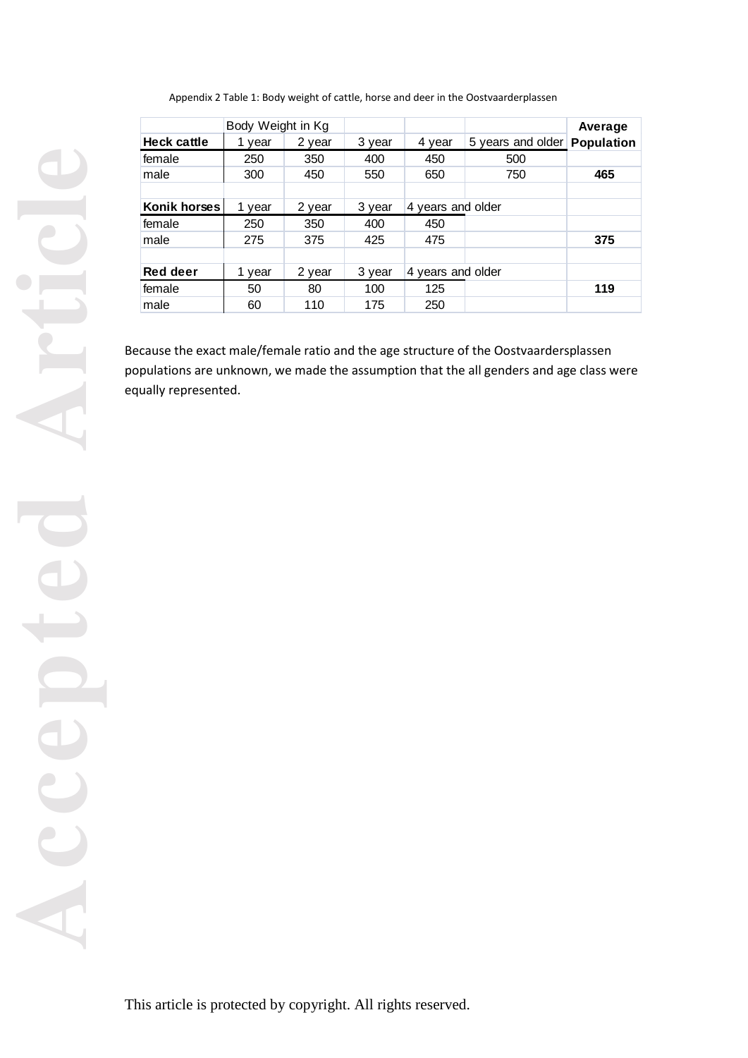Appendix 2 Table 1: Body weight of cattle, horse and deer in the Oostvaarderplassen

| | Body Weight in Kg | | | | | Average |
|---|---|---|---|---|---|---|
| **Heck cattle** | 1 year | 2 year | 3 year | 4 year | 5 years and older | **Population** |
| female | 250 | 350 | 400 | 450 | 500 | |
| male | 300 | 450 | 550 | 650 | 750 | **465** |
| | | | | | | |
| **Konik horses** | 1 year | 2 year | 3 year | 4 years and older | | |
| female | 250 | 350 | 400 | 450 | | |
| male | 275 | 375 | 425 | 475 | | **375** |
| | | | | | | |
| **Red deer** | 1 year | 2 year | 3 year | 4 years and older | | |
| female | 50 | 80 | 100 | 125 | | **119** |
| male | 60 | 110 | 175 | 250 | | |

Because the exact male/female ratio and the age structure of the Oostvaardersplassen populations are unknown, we made the assumption that the all genders and age class were equally represented.